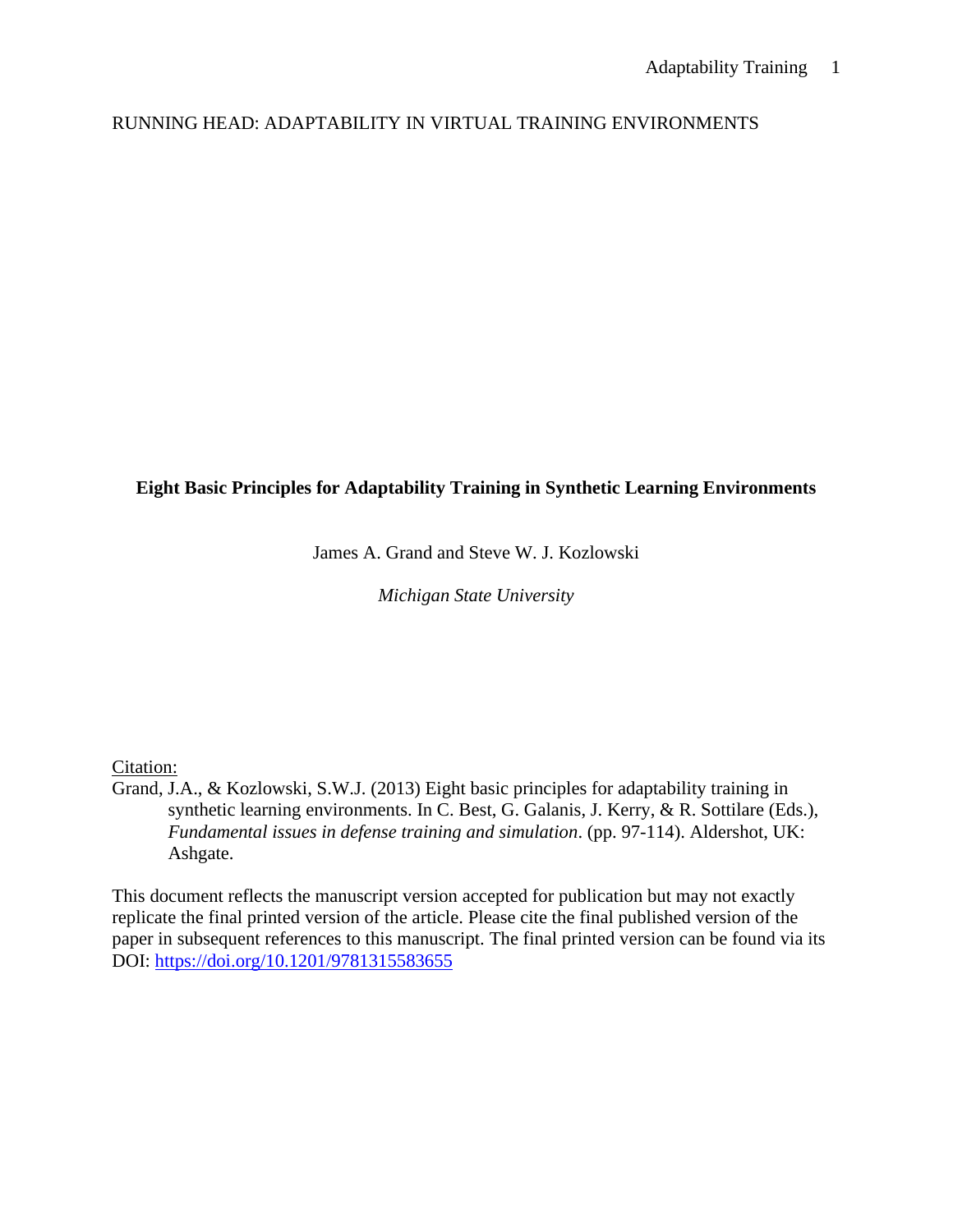RUNNING HEAD: ADAPTABILITY IN VIRTUAL TRAINING ENVIRONMENTS

# Eight Basic Principles for Adaptability Training in Synthetic Learning Environments

James A. Grand and Steve W. J. Kozlowski

*Michigan State University*

Citation:

Grand, J.A., & Kozlowski, S.W.J. (2013) Eight basic principles for adaptability training in synthetic learning environments. In C. Best, G. Galanis, J. Kerry, & R. Sottilare (Eds.), *Fundamental issues in defense training and simulation*. (pp. 97-114). Aldershot, UK: Ashgate.

This document reflects the manuscript version accepted for publication but may not exactly replicate the final printed version of the article. Please cite the final published version of the paper in subsequent references to this manuscript. The final printed version can be found via its DOI: https://doi.org/10.1201/9781315583655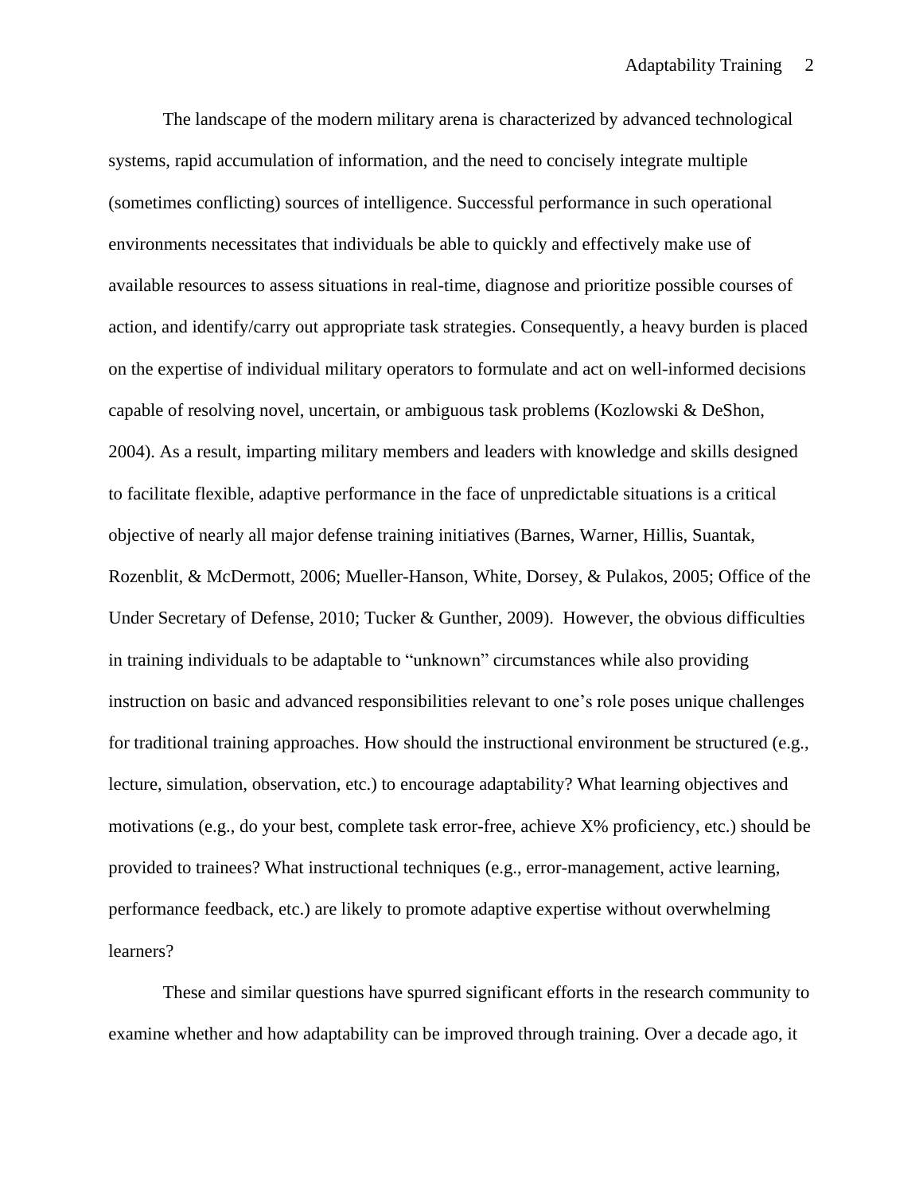The landscape of the modern military arena is characterized by advanced technological systems, rapid accumulation of information, and the need to concisely integrate multiple (sometimes conflicting) sources of intelligence. Successful performance in such operational environments necessitates that individuals be able to quickly and effectively make use of available resources to assess situations in real-time, diagnose and prioritize possible courses of action, and identify/carry out appropriate task strategies. Consequently, a heavy burden is placed on the expertise of individual military operators to formulate and act on well-informed decisions capable of resolving novel, uncertain, or ambiguous task problems (Kozlowski & DeShon, 2004). As a result, imparting military members and leaders with knowledge and skills designed to facilitate flexible, adaptive performance in the face of unpredictable situations is a critical objective of nearly all major defense training initiatives (Barnes, Warner, Hillis, Suantak, Rozenblit, & McDermott, 2006; Mueller-Hanson, White, Dorsey, & Pulakos, 2005; Office of the Under Secretary of Defense, 2010; Tucker & Gunther, 2009). However, the obvious difficulties in training individuals to be adaptable to "unknown" circumstances while also providing instruction on basic and advanced responsibilities relevant to one's role poses unique challenges for traditional training approaches. How should the instructional environment be structured (e.g., lecture, simulation, observation, etc.) to encourage adaptability? What learning objectives and motivations (e.g., do your best, complete task error-free, achieve X% proficiency, etc.) should be provided to trainees? What instructional techniques (e.g., error-management, active learning, performance feedback, etc.) are likely to promote adaptive expertise without overwhelming learners?

These and similar questions have spurred significant efforts in the research community to examine whether and how adaptability can be improved through training. Over a decade ago, it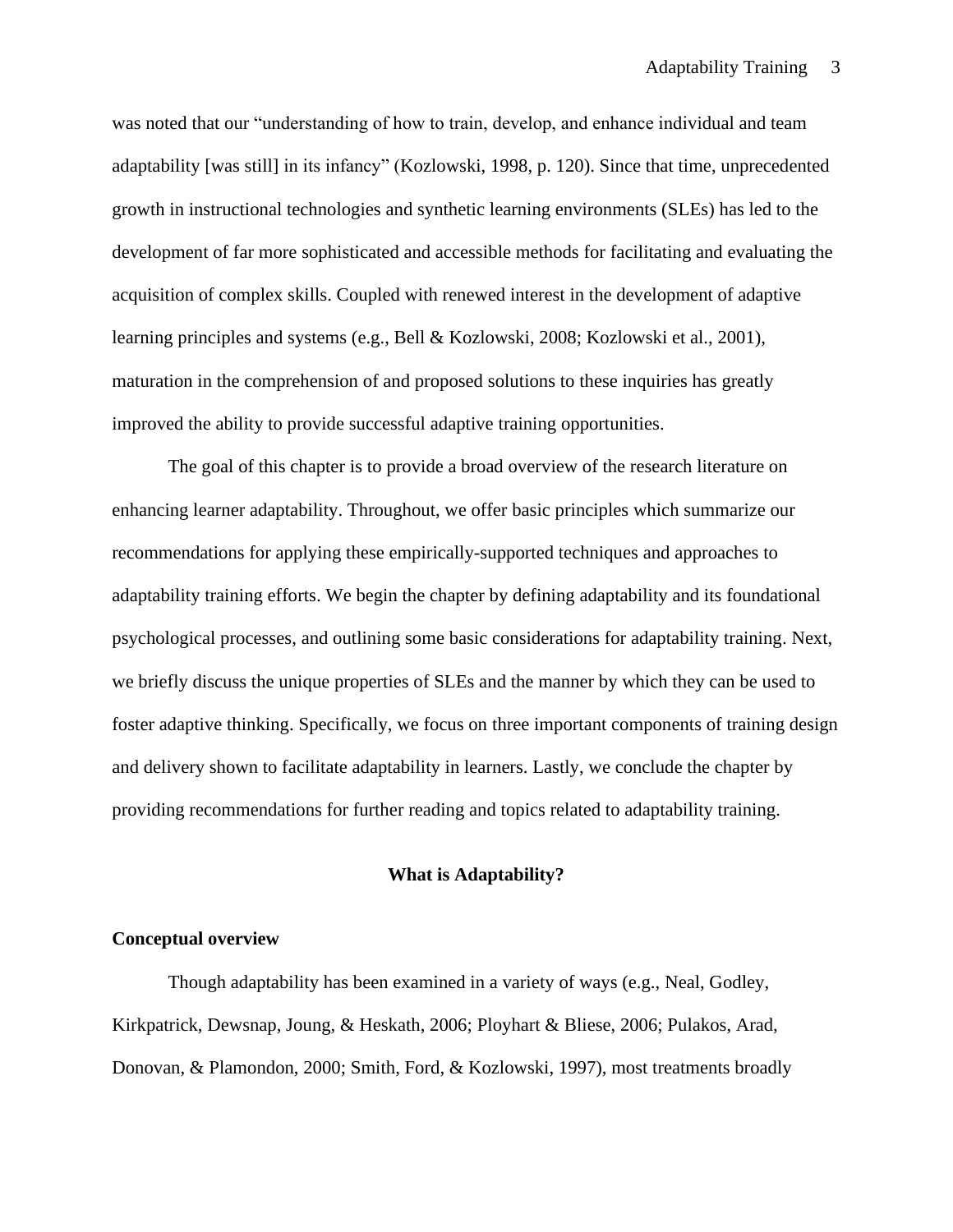was noted that our “understanding of how to train, develop, and enhance individual and team adaptability [was still] in its infancy” (Kozlowski, 1998, p. 120). Since that time, unprecedented growth in instructional technologies and synthetic learning environments (SLEs) has led to the development of far more sophisticated and accessible methods for facilitating and evaluating the acquisition of complex skills. Coupled with renewed interest in the development of adaptive learning principles and systems (e.g., Bell & Kozlowski, 2008; Kozlowski et al., 2001), maturation in the comprehension of and proposed solutions to these inquiries has greatly improved the ability to provide successful adaptive training opportunities.

The goal of this chapter is to provide a broad overview of the research literature on enhancing learner adaptability. Throughout, we offer basic principles which summarize our recommendations for applying these empirically-supported techniques and approaches to adaptability training efforts. We begin the chapter by defining adaptability and its foundational psychological processes, and outlining some basic considerations for adaptability training. Next, we briefly discuss the unique properties of SLEs and the manner by which they can be used to foster adaptive thinking. Specifically, we focus on three important components of training design and delivery shown to facilitate adaptability in learners. Lastly, we conclude the chapter by providing recommendations for further reading and topics related to adaptability training.

## What is Adaptability?

### Conceptual overview

Though adaptability has been examined in a variety of ways (e.g., Neal, Godley, Kirkpatrick, Dewsnap, Joung, & Heskath, 2006; Ployhart & Bliese, 2006; Pulakos, Arad, Donovan, & Plamondon, 2000; Smith, Ford, & Kozlowski, 1997), most treatments broadly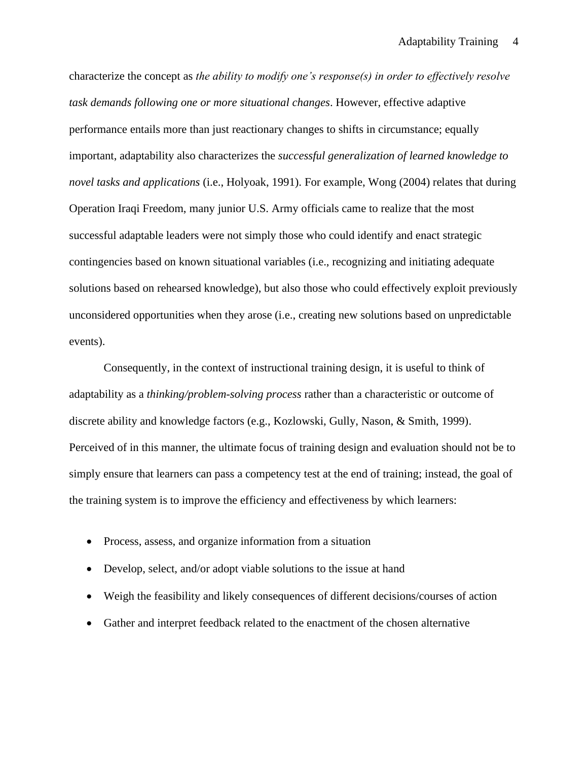characterize the concept as *the ability to modify one's response(s) in order to effectively resolve task demands following one or more situational changes*. However, effective adaptive performance entails more than just reactionary changes to shifts in circumstance; equally important, adaptability also characterizes the *successful generalization of learned knowledge to novel tasks and applications* (i.e., Holyoak, 1991). For example, Wong (2004) relates that during Operation Iraqi Freedom, many junior U.S. Army officials came to realize that the most successful adaptable leaders were not simply those who could identify and enact strategic contingencies based on known situational variables (i.e., recognizing and initiating adequate solutions based on rehearsed knowledge), but also those who could effectively exploit previously unconsidered opportunities when they arose (i.e., creating new solutions based on unpredictable events).

Consequently, in the context of instructional training design, it is useful to think of adaptability as a *thinking/problem-solving process* rather than a characteristic or outcome of discrete ability and knowledge factors (e.g., Kozlowski, Gully, Nason, & Smith, 1999). Perceived of in this manner, the ultimate focus of training design and evaluation should not be to simply ensure that learners can pass a competency test at the end of training; instead, the goal of the training system is to improve the efficiency and effectiveness by which learners:

- Process, assess, and organize information from a situation
- Develop, select, and/or adopt viable solutions to the issue at hand
- Weigh the feasibility and likely consequences of different decisions/courses of action
- Gather and interpret feedback related to the enactment of the chosen alternative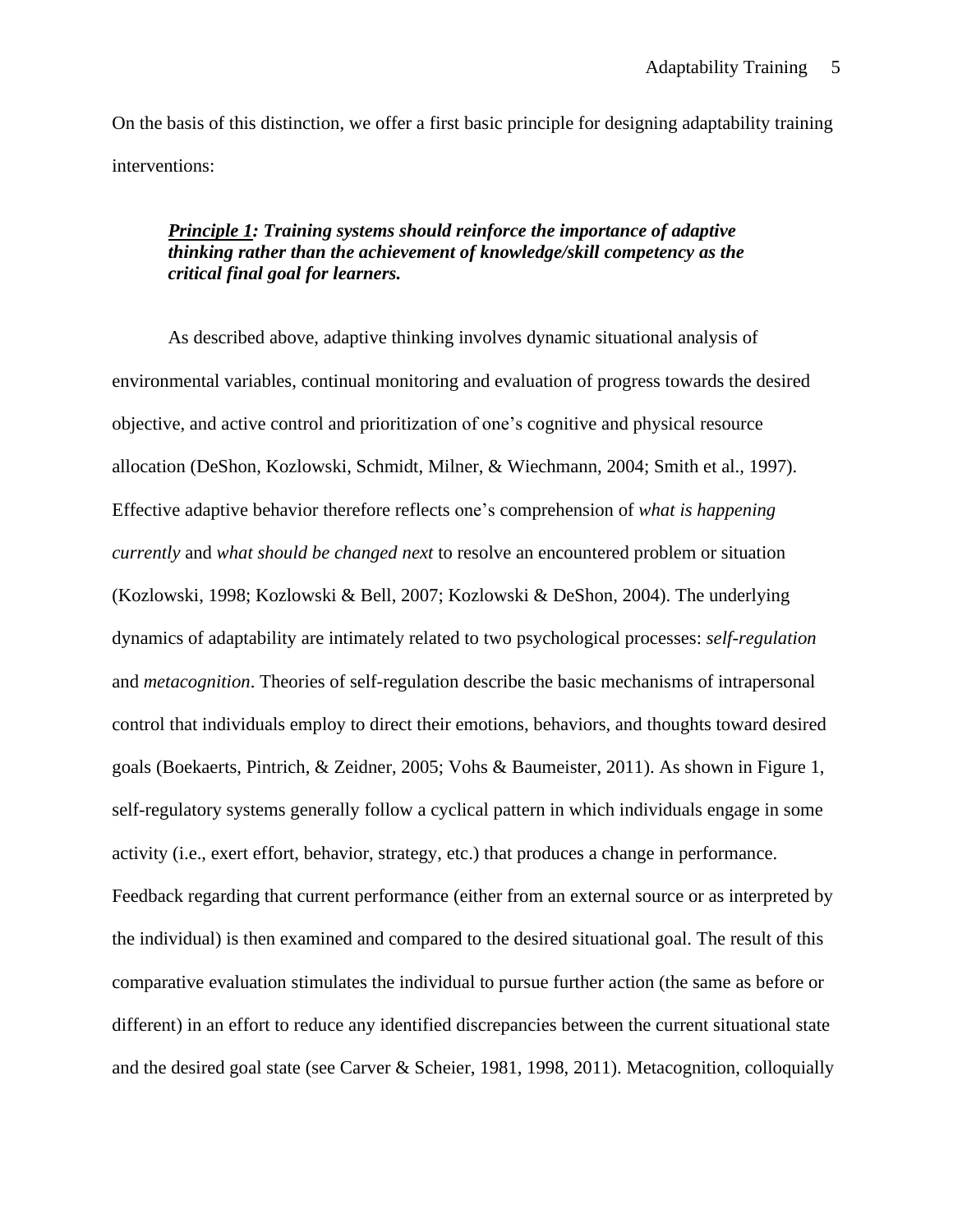On the basis of this distinction, we offer a first basic principle for designing adaptability training interventions:

> ***<u>Principle 1</u>: Training systems should reinforce the importance of adaptive thinking rather than the achievement of knowledge/skill competency as the critical final goal for learners.***

As described above, adaptive thinking involves dynamic situational analysis of environmental variables, continual monitoring and evaluation of progress towards the desired objective, and active control and prioritization of one's cognitive and physical resource allocation (DeShon, Kozlowski, Schmidt, Milner, & Wiechmann, 2004; Smith et al., 1997). Effective adaptive behavior therefore reflects one's comprehension of *what is happening currently* and *what should be changed next* to resolve an encountered problem or situation (Kozlowski, 1998; Kozlowski & Bell, 2007; Kozlowski & DeShon, 2004). The underlying dynamics of adaptability are intimately related to two psychological processes: *self-regulation* and *metacognition*. Theories of self-regulation describe the basic mechanisms of intrapersonal control that individuals employ to direct their emotions, behaviors, and thoughts toward desired goals (Boekaerts, Pintrich, & Zeidner, 2005; Vohs & Baumeister, 2011). As shown in Figure 1, self-regulatory systems generally follow a cyclical pattern in which individuals engage in some activity (i.e., exert effort, behavior, strategy, etc.) that produces a change in performance. Feedback regarding that current performance (either from an external source or as interpreted by the individual) is then examined and compared to the desired situational goal. The result of this comparative evaluation stimulates the individual to pursue further action (the same as before or different) in an effort to reduce any identified discrepancies between the current situational state and the desired goal state (see Carver & Scheier, 1981, 1998, 2011). Metacognition, colloquially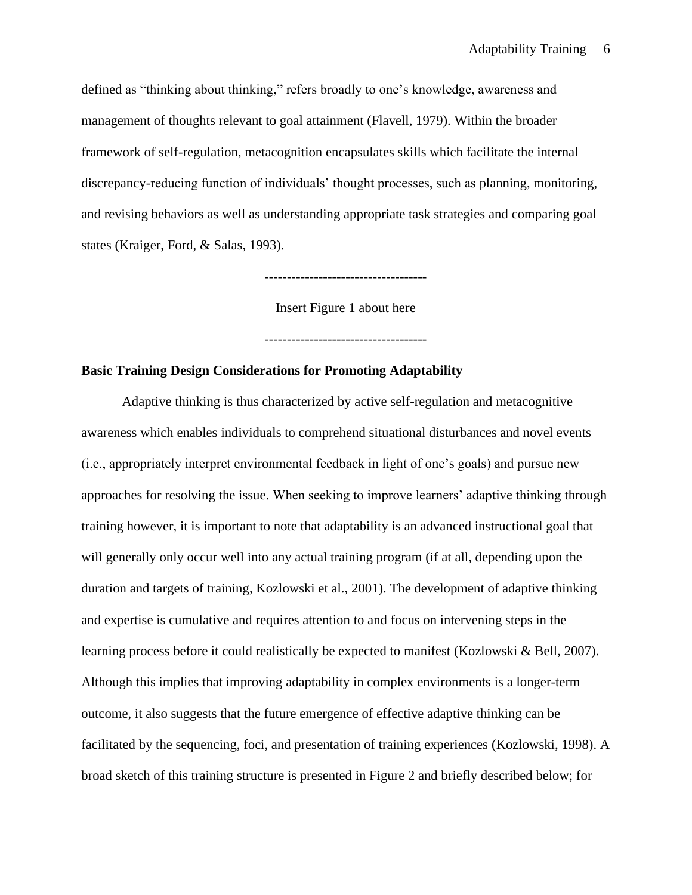defined as "thinking about thinking," refers broadly to one's knowledge, awareness and management of thoughts relevant to goal attainment (Flavell, 1979). Within the broader framework of self-regulation, metacognition encapsulates skills which facilitate the internal discrepancy-reducing function of individuals' thought processes, such as planning, monitoring, and revising behaviors as well as understanding appropriate task strategies and comparing goal states (Kraiger, Ford, & Salas, 1993).

------------------------------------

Insert Figure 1 about here

------------------------------------

**Basic Training Design Considerations for Promoting Adaptability**

Adaptive thinking is thus characterized by active self-regulation and metacognitive awareness which enables individuals to comprehend situational disturbances and novel events (i.e., appropriately interpret environmental feedback in light of one's goals) and pursue new approaches for resolving the issue. When seeking to improve learners' adaptive thinking through training however, it is important to note that adaptability is an advanced instructional goal that will generally only occur well into any actual training program (if at all, depending upon the duration and targets of training, Kozlowski et al., 2001). The development of adaptive thinking and expertise is cumulative and requires attention to and focus on intervening steps in the learning process before it could realistically be expected to manifest (Kozlowski & Bell, 2007). Although this implies that improving adaptability in complex environments is a longer-term outcome, it also suggests that the future emergence of effective adaptive thinking can be facilitated by the sequencing, foci, and presentation of training experiences (Kozlowski, 1998). A broad sketch of this training structure is presented in Figure 2 and briefly described below; for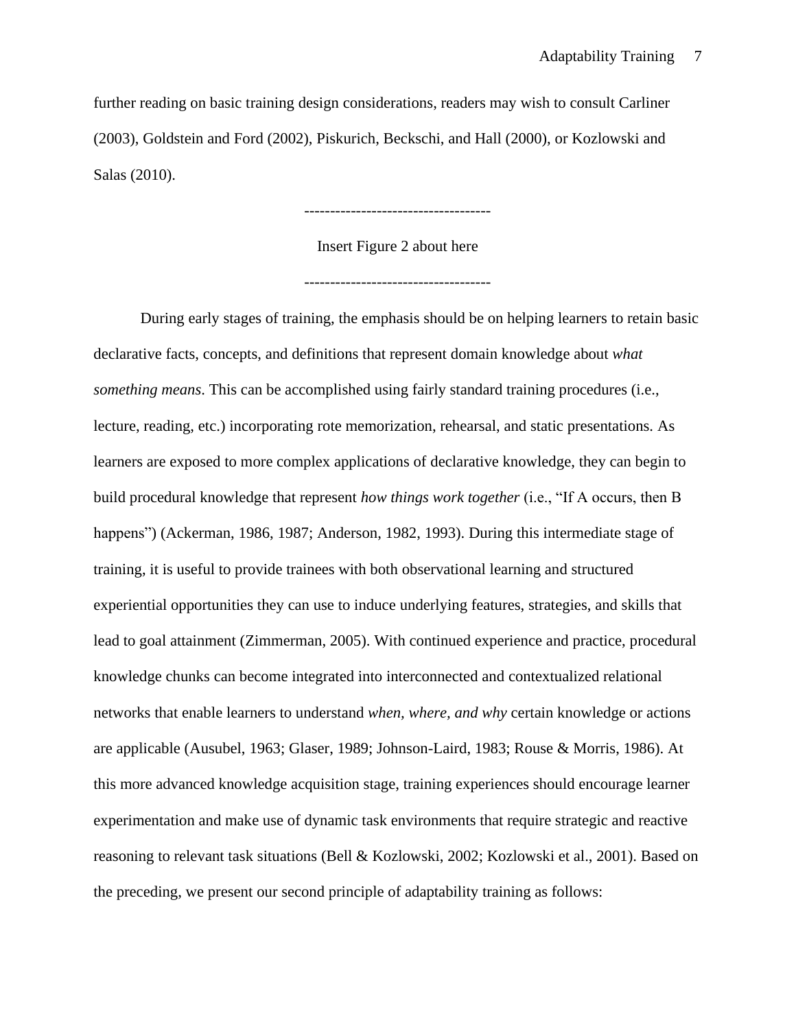further reading on basic training design considerations, readers may wish to consult Carliner (2003), Goldstein and Ford (2002), Piskurich, Beckschi, and Hall (2000), or Kozlowski and Salas (2010).

------------------------------------

Insert Figure 2 about here

------------------------------------

During early stages of training, the emphasis should be on helping learners to retain basic declarative facts, concepts, and definitions that represent domain knowledge about *what something means*. This can be accomplished using fairly standard training procedures (i.e., lecture, reading, etc.) incorporating rote memorization, rehearsal, and static presentations. As learners are exposed to more complex applications of declarative knowledge, they can begin to build procedural knowledge that represent *how things work together* (i.e., "If A occurs, then B happens") (Ackerman, 1986, 1987; Anderson, 1982, 1993). During this intermediate stage of training, it is useful to provide trainees with both observational learning and structured experiential opportunities they can use to induce underlying features, strategies, and skills that lead to goal attainment (Zimmerman, 2005). With continued experience and practice, procedural knowledge chunks can become integrated into interconnected and contextualized relational networks that enable learners to understand *when, where, and why* certain knowledge or actions are applicable (Ausubel, 1963; Glaser, 1989; Johnson-Laird, 1983; Rouse & Morris, 1986). At this more advanced knowledge acquisition stage, training experiences should encourage learner experimentation and make use of dynamic task environments that require strategic and reactive reasoning to relevant task situations (Bell & Kozlowski, 2002; Kozlowski et al., 2001). Based on the preceding, we present our second principle of adaptability training as follows: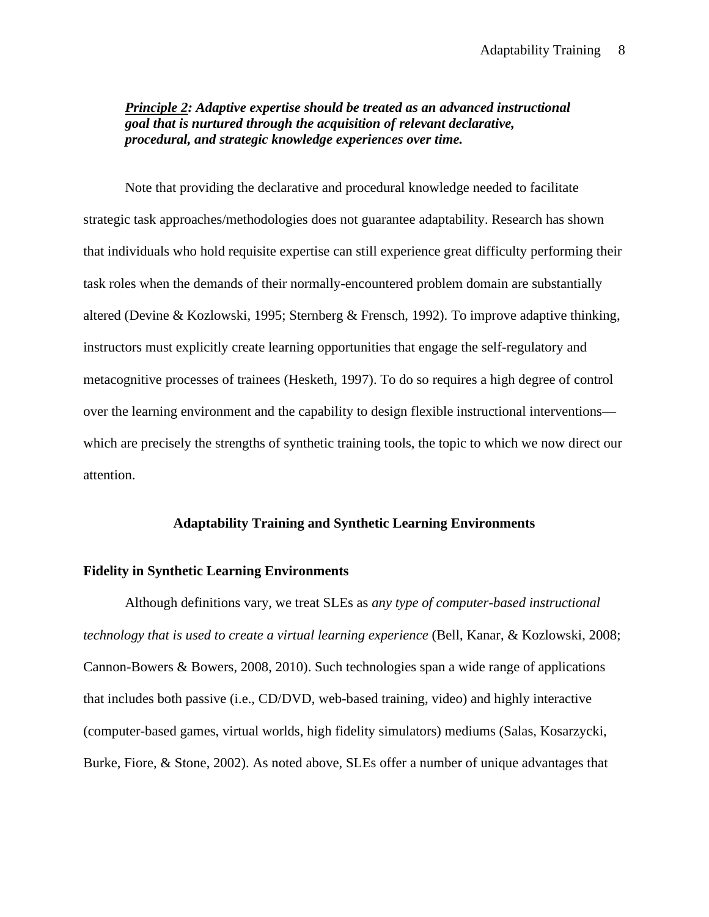***Principle 2*: Adaptive expertise should be treated as an advanced instructional goal that is nurtured through the acquisition of relevant declarative, procedural, and strategic knowledge experiences over time.**

Note that providing the declarative and procedural knowledge needed to facilitate strategic task approaches/methodologies does not guarantee adaptability. Research has shown that individuals who hold requisite expertise can still experience great difficulty performing their task roles when the demands of their normally-encountered problem domain are substantially altered (Devine & Kozlowski, 1995; Sternberg & Frensch, 1992). To improve adaptive thinking, instructors must explicitly create learning opportunities that engage the self-regulatory and metacognitive processes of trainees (Hesketh, 1997). To do so requires a high degree of control over the learning environment and the capability to design flexible instructional interventions—which are precisely the strengths of synthetic training tools, the topic to which we now direct our attention.

## Adaptability Training and Synthetic Learning Environments

### Fidelity in Synthetic Learning Environments

Although definitions vary, we treat SLEs as *any type of computer-based instructional technology that is used to create a virtual learning experience* (Bell, Kanar, & Kozlowski, 2008; Cannon-Bowers & Bowers, 2008, 2010). Such technologies span a wide range of applications that includes both passive (i.e., CD/DVD, web-based training, video) and highly interactive (computer-based games, virtual worlds, high fidelity simulators) mediums (Salas, Kosarzycki, Burke, Fiore, & Stone, 2002). As noted above, SLEs offer a number of unique advantages that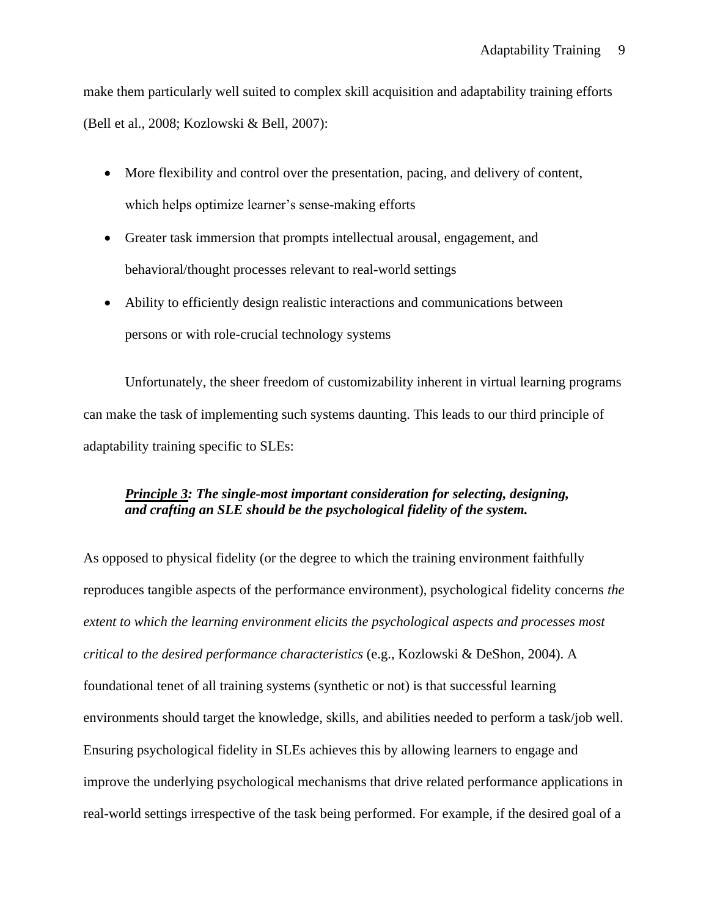make them particularly well suited to complex skill acquisition and adaptability training efforts (Bell et al., 2008; Kozlowski & Bell, 2007):

- More flexibility and control over the presentation, pacing, and delivery of content, which helps optimize learner's sense-making efforts
- Greater task immersion that prompts intellectual arousal, engagement, and behavioral/thought processes relevant to real-world settings
- Ability to efficiently design realistic interactions and communications between persons or with role-crucial technology systems

Unfortunately, the sheer freedom of customizability inherent in virtual learning programs can make the task of implementing such systems daunting. This leads to our third principle of adaptability training specific to SLEs:

> ***Principle 3**: The single-most important consideration for selecting, designing, and crafting an SLE should be the psychological fidelity of the system.*

As opposed to physical fidelity (or the degree to which the training environment faithfully reproduces tangible aspects of the performance environment), psychological fidelity concerns *the extent to which the learning environment elicits the psychological aspects and processes most critical to the desired performance characteristics* (e.g., Kozlowski & DeShon, 2004). A foundational tenet of all training systems (synthetic or not) is that successful learning environments should target the knowledge, skills, and abilities needed to perform a task/job well. Ensuring psychological fidelity in SLEs achieves this by allowing learners to engage and improve the underlying psychological mechanisms that drive related performance applications in real-world settings irrespective of the task being performed. For example, if the desired goal of a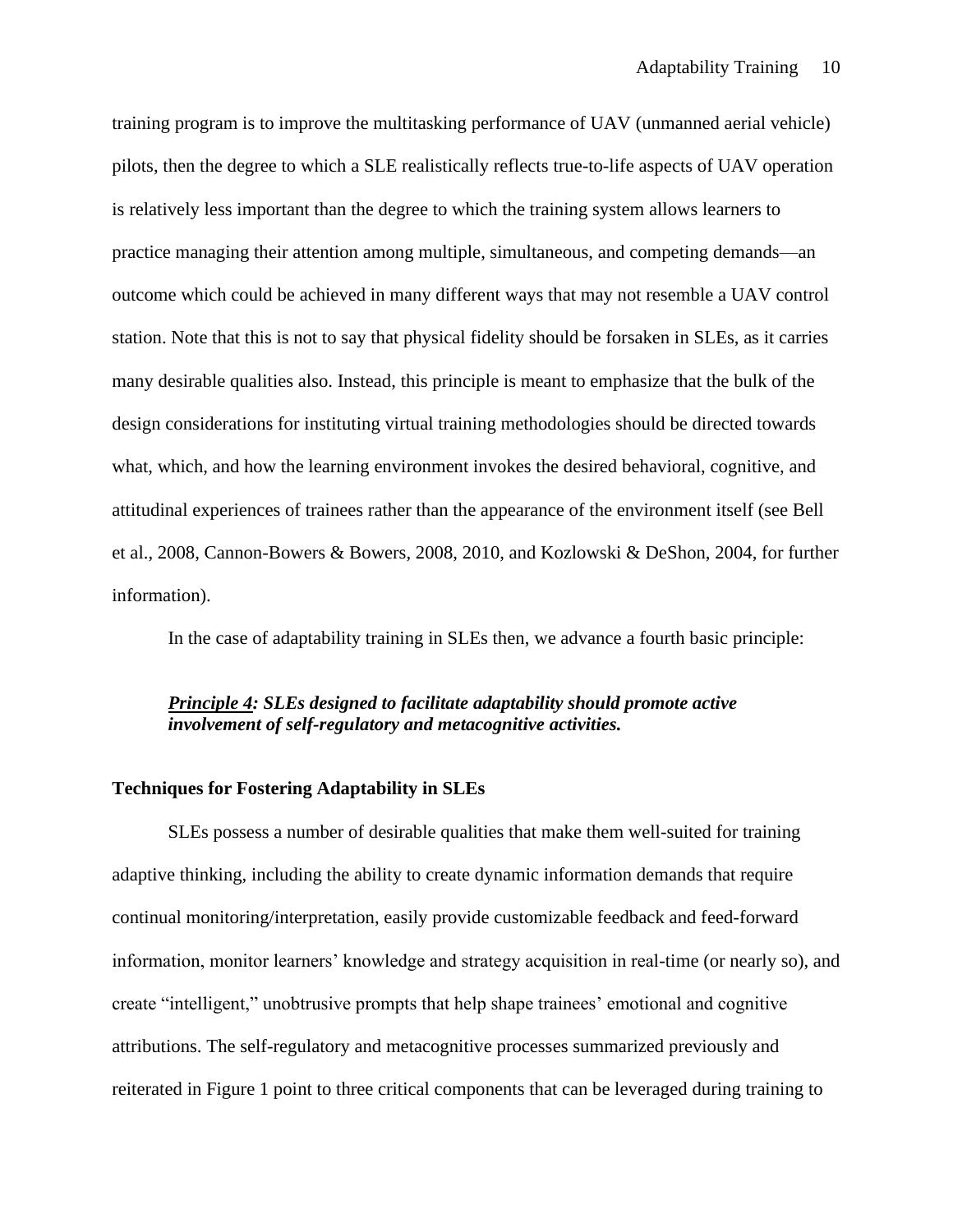training program is to improve the multitasking performance of UAV (unmanned aerial vehicle) pilots, then the degree to which a SLE realistically reflects true-to-life aspects of UAV operation is relatively less important than the degree to which the training system allows learners to practice managing their attention among multiple, simultaneous, and competing demands—an outcome which could be achieved in many different ways that may not resemble a UAV control station. Note that this is not to say that physical fidelity should be forsaken in SLEs, as it carries many desirable qualities also. Instead, this principle is meant to emphasize that the bulk of the design considerations for instituting virtual training methodologies should be directed towards what, which, and how the learning environment invokes the desired behavioral, cognitive, and attitudinal experiences of trainees rather than the appearance of the environment itself (see Bell et al., 2008, Cannon-Bowers & Bowers, 2008, 2010, and Kozlowski & DeShon, 2004, for further information).

In the case of adaptability training in SLEs then, we advance a fourth basic principle:

> ***Principle 4*: SLEs designed to facilitate adaptability should promote active involvement of self-regulatory and metacognitive activities.**

**Techniques for Fostering Adaptability in SLEs**

SLEs possess a number of desirable qualities that make them well-suited for training adaptive thinking, including the ability to create dynamic information demands that require continual monitoring/interpretation, easily provide customizable feedback and feed-forward information, monitor learners' knowledge and strategy acquisition in real-time (or nearly so), and create "intelligent," unobtrusive prompts that help shape trainees' emotional and cognitive attributions. The self-regulatory and metacognitive processes summarized previously and reiterated in Figure 1 point to three critical components that can be leveraged during training to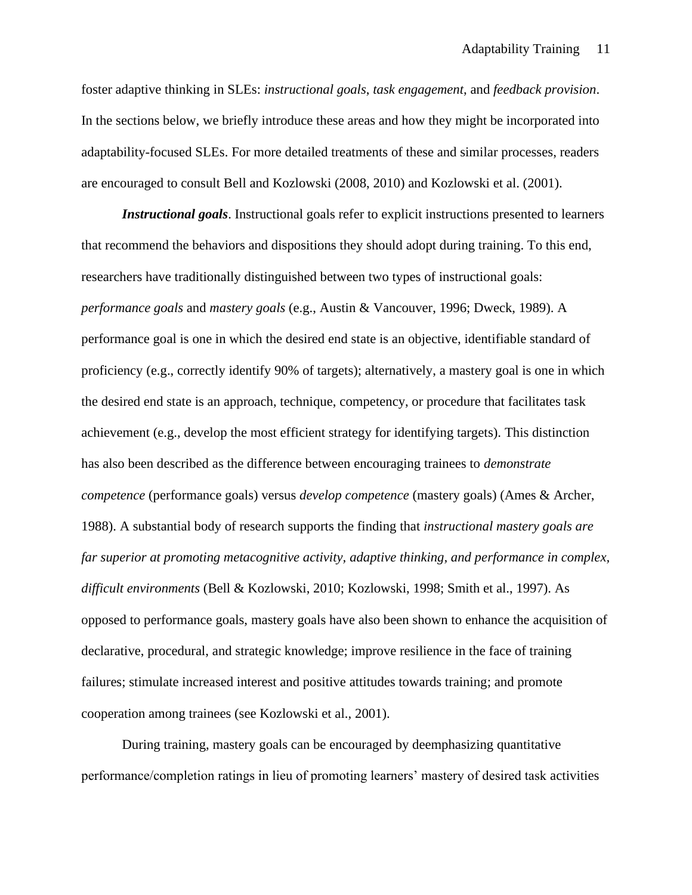foster adaptive thinking in SLEs: *instructional goals*, *task engagement*, and *feedback provision*. In the sections below, we briefly introduce these areas and how they might be incorporated into adaptability-focused SLEs. For more detailed treatments of these and similar processes, readers are encouraged to consult Bell and Kozlowski (2008, 2010) and Kozlowski et al. (2001).

***Instructional goals***. Instructional goals refer to explicit instructions presented to learners that recommend the behaviors and dispositions they should adopt during training. To this end, researchers have traditionally distinguished between two types of instructional goals: *performance goals* and *mastery goals* (e.g., Austin & Vancouver, 1996; Dweck, 1989). A performance goal is one in which the desired end state is an objective, identifiable standard of proficiency (e.g., correctly identify 90% of targets); alternatively, a mastery goal is one in which the desired end state is an approach, technique, competency, or procedure that facilitates task achievement (e.g., develop the most efficient strategy for identifying targets). This distinction has also been described as the difference between encouraging trainees to *demonstrate competence* (performance goals) versus *develop competence* (mastery goals) (Ames & Archer, 1988). A substantial body of research supports the finding that *instructional mastery goals are far superior at promoting metacognitive activity, adaptive thinking, and performance in complex, difficult environments* (Bell & Kozlowski, 2010; Kozlowski, 1998; Smith et al., 1997). As opposed to performance goals, mastery goals have also been shown to enhance the acquisition of declarative, procedural, and strategic knowledge; improve resilience in the face of training failures; stimulate increased interest and positive attitudes towards training; and promote cooperation among trainees (see Kozlowski et al., 2001).

During training, mastery goals can be encouraged by deemphasizing quantitative performance/completion ratings in lieu of promoting learners' mastery of desired task activities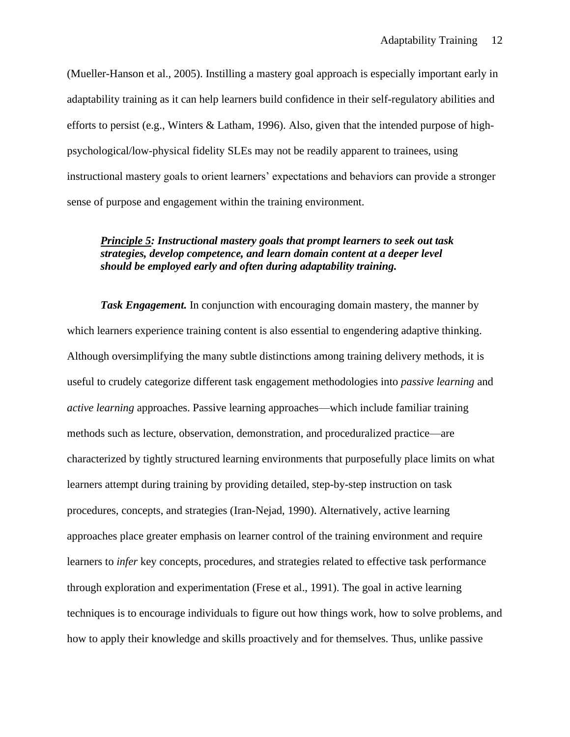(Mueller-Hanson et al., 2005). Instilling a mastery goal approach is especially important early in adaptability training as it can help learners build confidence in their self-regulatory abilities and efforts to persist (e.g., Winters & Latham, 1996). Also, given that the intended purpose of high-psychological/low-physical fidelity SLEs may not be readily apparent to trainees, using instructional mastery goals to orient learners' expectations and behaviors can provide a stronger sense of purpose and engagement within the training environment.

> ***Principle 5*: Instructional mastery goals that prompt learners to seek out task strategies, develop competence, and learn domain content at a deeper level should be employed early and often during adaptability training.**

***Task Engagement.*** In conjunction with encouraging domain mastery, the manner by which learners experience training content is also essential to engendering adaptive thinking. Although oversimplifying the many subtle distinctions among training delivery methods, it is useful to crudely categorize different task engagement methodologies into *passive learning* and *active learning* approaches. Passive learning approaches—which include familiar training methods such as lecture, observation, demonstration, and proceduralized practice—are characterized by tightly structured learning environments that purposefully place limits on what learners attempt during training by providing detailed, step-by-step instruction on task procedures, concepts, and strategies (Iran-Nejad, 1990). Alternatively, active learning approaches place greater emphasis on learner control of the training environment and require learners to *infer* key concepts, procedures, and strategies related to effective task performance through exploration and experimentation (Frese et al., 1991). The goal in active learning techniques is to encourage individuals to figure out how things work, how to solve problems, and how to apply their knowledge and skills proactively and for themselves. Thus, unlike passive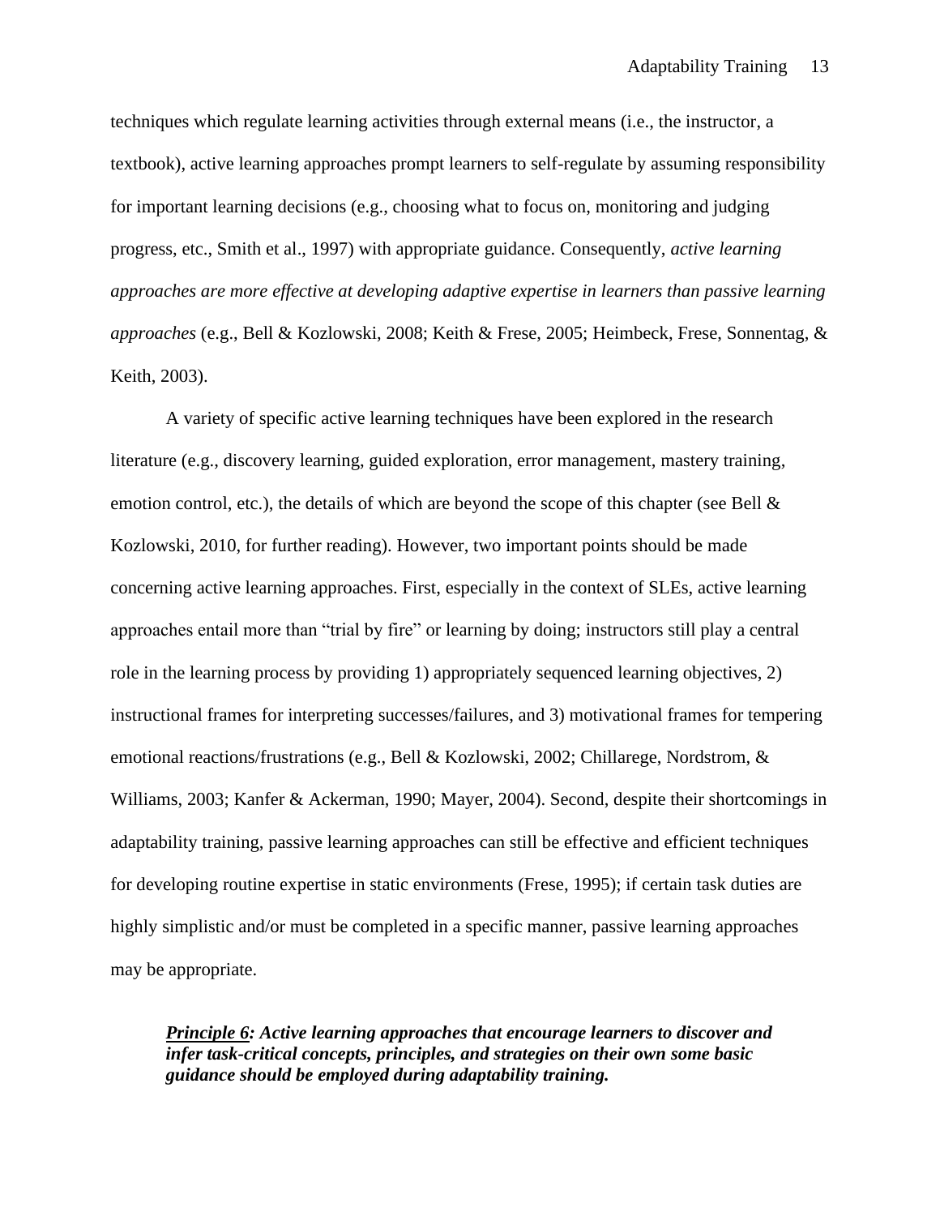techniques which regulate learning activities through external means (i.e., the instructor, a textbook), active learning approaches prompt learners to self-regulate by assuming responsibility for important learning decisions (e.g., choosing what to focus on, monitoring and judging progress, etc., Smith et al., 1997) with appropriate guidance. Consequently, *active learning approaches are more effective at developing adaptive expertise in learners than passive learning approaches* (e.g., Bell & Kozlowski, 2008; Keith & Frese, 2005; Heimbeck, Frese, Sonnentag, & Keith, 2003).

A variety of specific active learning techniques have been explored in the research literature (e.g., discovery learning, guided exploration, error management, mastery training, emotion control, etc.), the details of which are beyond the scope of this chapter (see Bell & Kozlowski, 2010, for further reading). However, two important points should be made concerning active learning approaches. First, especially in the context of SLEs, active learning approaches entail more than "trial by fire" or learning by doing; instructors still play a central role in the learning process by providing 1) appropriately sequenced learning objectives, 2) instructional frames for interpreting successes/failures, and 3) motivational frames for tempering emotional reactions/frustrations (e.g., Bell & Kozlowski, 2002; Chillarege, Nordstrom, & Williams, 2003; Kanfer & Ackerman, 1990; Mayer, 2004). Second, despite their shortcomings in adaptability training, passive learning approaches can still be effective and efficient techniques for developing routine expertise in static environments (Frese, 1995); if certain task duties are highly simplistic and/or must be completed in a specific manner, passive learning approaches may be appropriate.

> ***<u>Principle 6</u>: Active learning approaches that encourage learners to discover and infer task-critical concepts, principles, and strategies on their own some basic guidance should be employed during adaptability training.***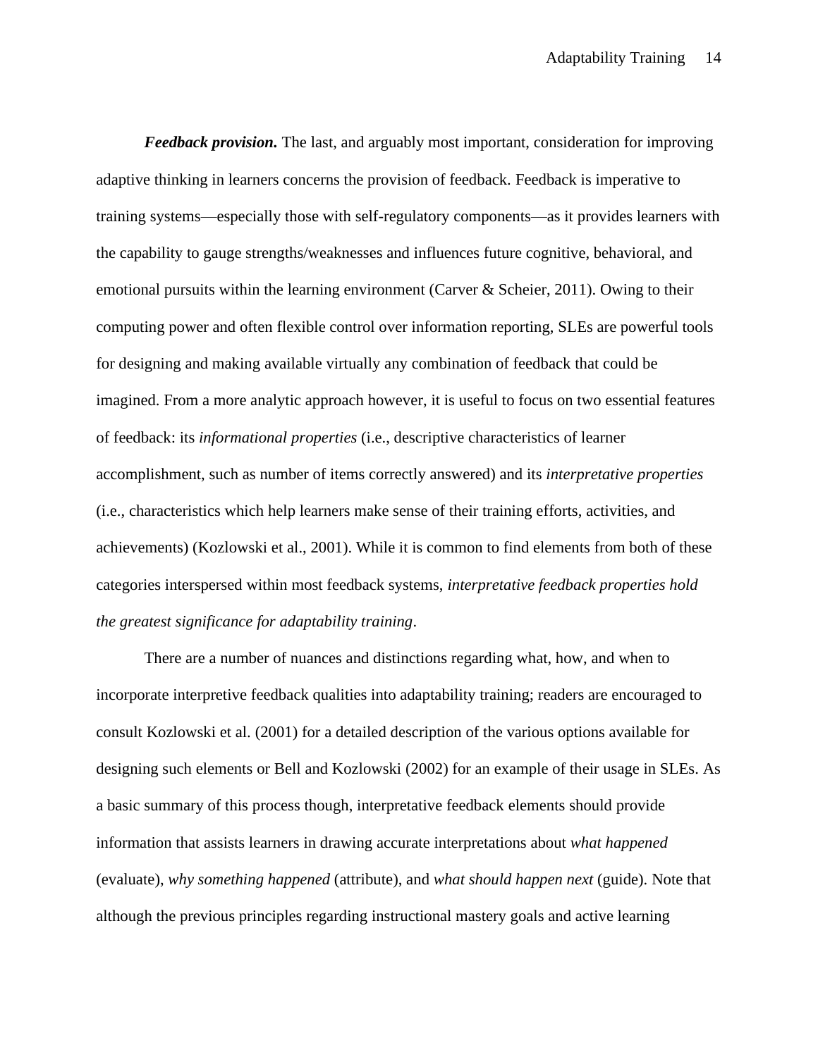***Feedback provision.*** The last, and arguably most important, consideration for improving adaptive thinking in learners concerns the provision of feedback. Feedback is imperative to training systems—especially those with self-regulatory components—as it provides learners with the capability to gauge strengths/weaknesses and influences future cognitive, behavioral, and emotional pursuits within the learning environment (Carver & Scheier, 2011). Owing to their computing power and often flexible control over information reporting, SLEs are powerful tools for designing and making available virtually any combination of feedback that could be imagined. From a more analytic approach however, it is useful to focus on two essential features of feedback: its *informational properties* (i.e., descriptive characteristics of learner accomplishment, such as number of items correctly answered) and its *interpretative properties* (i.e., characteristics which help learners make sense of their training efforts, activities, and achievements) (Kozlowski et al., 2001). While it is common to find elements from both of these categories interspersed within most feedback systems, *interpretative feedback properties hold the greatest significance for adaptability training*.

There are a number of nuances and distinctions regarding what, how, and when to incorporate interpretive feedback qualities into adaptability training; readers are encouraged to consult Kozlowski et al. (2001) for a detailed description of the various options available for designing such elements or Bell and Kozlowski (2002) for an example of their usage in SLEs. As a basic summary of this process though, interpretative feedback elements should provide information that assists learners in drawing accurate interpretations about *what happened* (evaluate), *why something happened* (attribute), and *what should happen next* (guide). Note that although the previous principles regarding instructional mastery goals and active learning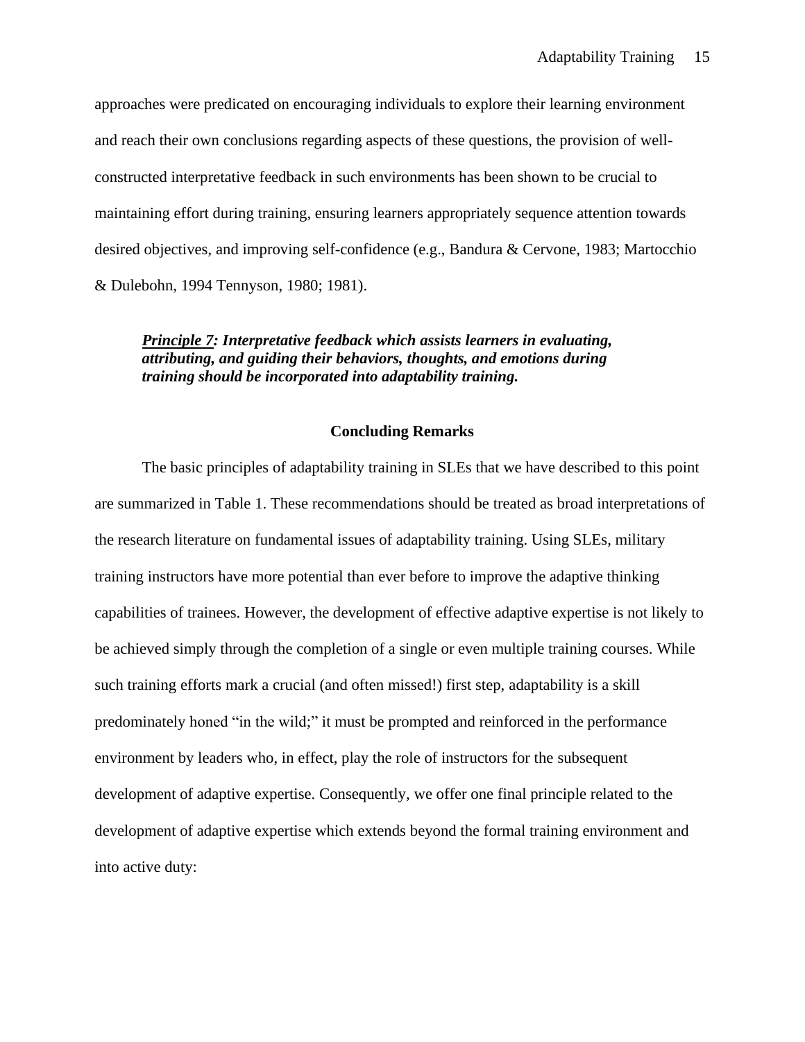approaches were predicated on encouraging individuals to explore their learning environment and reach their own conclusions regarding aspects of these questions, the provision of well-constructed interpretative feedback in such environments has been shown to be crucial to maintaining effort during training, ensuring learners appropriately sequence attention towards desired objectives, and improving self-confidence (e.g., Bandura & Cervone, 1983; Martocchio & Dulebohn, 1994 Tennyson, 1980; 1981).

> ***Principle 7**: Interpretative feedback which assists learners in evaluating, attributing, and guiding their behaviors, thoughts, and emotions during training should be incorporated into adaptability training.*

## Concluding Remarks

The basic principles of adaptability training in SLEs that we have described to this point are summarized in Table 1. These recommendations should be treated as broad interpretations of the research literature on fundamental issues of adaptability training. Using SLEs, military training instructors have more potential than ever before to improve the adaptive thinking capabilities of trainees. However, the development of effective adaptive expertise is not likely to be achieved simply through the completion of a single or even multiple training courses. While such training efforts mark a crucial (and often missed!) first step, adaptability is a skill predominately honed "in the wild;" it must be prompted and reinforced in the performance environment by leaders who, in effect, play the role of instructors for the subsequent development of adaptive expertise. Consequently, we offer one final principle related to the development of adaptive expertise which extends beyond the formal training environment and into active duty: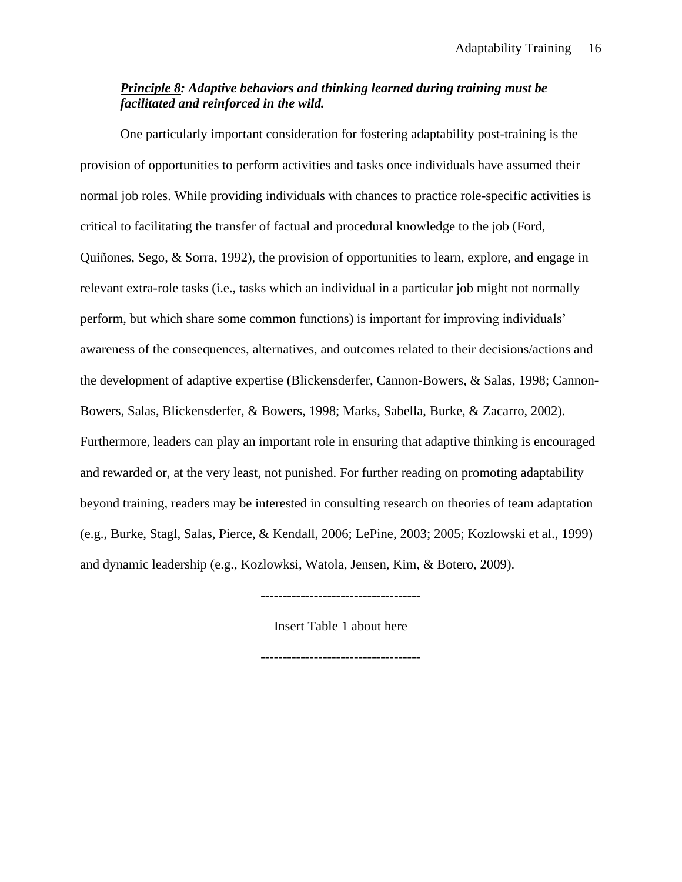***<u>Principle 8</u>: Adaptive behaviors and thinking learned during training must be facilitated and reinforced in the wild.***

One particularly important consideration for fostering adaptability post-training is the provision of opportunities to perform activities and tasks once individuals have assumed their normal job roles. While providing individuals with chances to practice role-specific activities is critical to facilitating the transfer of factual and procedural knowledge to the job (Ford, Quiñones, Sego, & Sorra, 1992), the provision of opportunities to learn, explore, and engage in relevant extra-role tasks (i.e., tasks which an individual in a particular job might not normally perform, but which share some common functions) is important for improving individuals' awareness of the consequences, alternatives, and outcomes related to their decisions/actions and the development of adaptive expertise (Blickensderfer, Cannon-Bowers, & Salas, 1998; Cannon-Bowers, Salas, Blickensderfer, & Bowers, 1998; Marks, Sabella, Burke, & Zacarro, 2002). Furthermore, leaders can play an important role in ensuring that adaptive thinking is encouraged and rewarded or, at the very least, not punished. For further reading on promoting adaptability beyond training, readers may be interested in consulting research on theories of team adaptation (e.g., Burke, Stagl, Salas, Pierce, & Kendall, 2006; LePine, 2003; 2005; Kozlowski et al., 1999) and dynamic leadership (e.g., Kozlowksi, Watola, Jensen, Kim, & Botero, 2009).

------------------------------------

Insert Table 1 about here

------------------------------------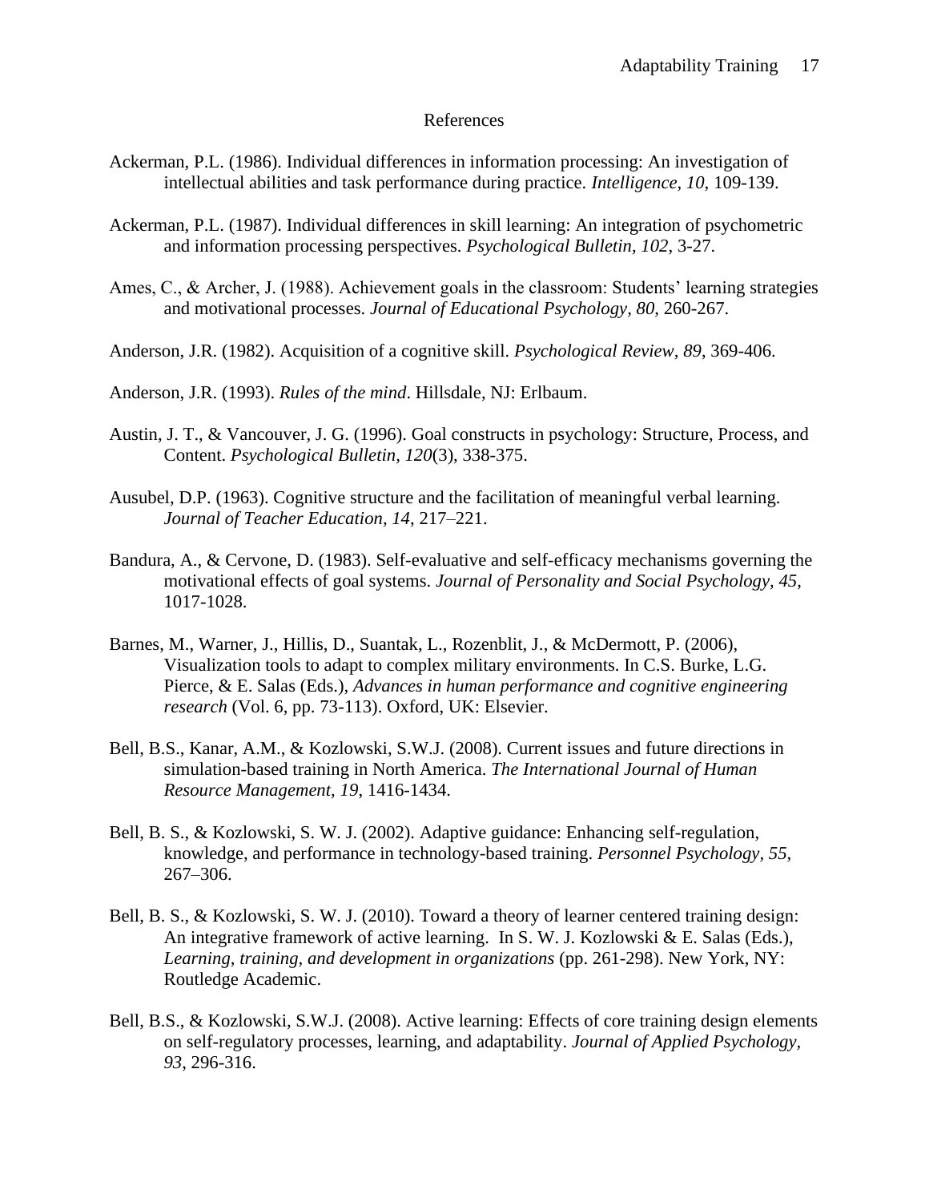# References

Ackerman, P.L. (1986). Individual differences in information processing: An investigation of intellectual abilities and task performance during practice. *Intelligence, 10*, 109-139.

Ackerman, P.L. (1987). Individual differences in skill learning: An integration of psychometric and information processing perspectives. *Psychological Bulletin, 102*, 3-27.

Ames, C., & Archer, J. (1988). Achievement goals in the classroom: Students' learning strategies and motivational processes. *Journal of Educational Psychology, 80*, 260-267.

Anderson, J.R. (1982). Acquisition of a cognitive skill. *Psychological Review, 89*, 369-406.

Anderson, J.R. (1993). *Rules of the mind*. Hillsdale, NJ: Erlbaum.

Austin, J. T., & Vancouver, J. G. (1996). Goal constructs in psychology: Structure, Process, and Content. *Psychological Bulletin, 120*(3), 338-375.

Ausubel, D.P. (1963). Cognitive structure and the facilitation of meaningful verbal learning. *Journal of Teacher Education, 14*, 217–221.

Bandura, A., & Cervone, D. (1983). Self-evaluative and self-efficacy mechanisms governing the motivational effects of goal systems. *Journal of Personality and Social Psychology, 45*, 1017-1028.

Barnes, M., Warner, J., Hillis, D., Suantak, L., Rozenblit, J., & McDermott, P. (2006), Visualization tools to adapt to complex military environments. In C.S. Burke, L.G. Pierce, & E. Salas (Eds.), *Advances in human performance and cognitive engineering research* (Vol. 6, pp. 73-113). Oxford, UK: Elsevier.

Bell, B.S., Kanar, A.M., & Kozlowski, S.W.J. (2008). Current issues and future directions in simulation-based training in North America. *The International Journal of Human Resource Management, 19*, 1416-1434.

Bell, B. S., & Kozlowski, S. W. J. (2002). Adaptive guidance: Enhancing self-regulation, knowledge, and performance in technology-based training. *Personnel Psychology, 55*, 267–306.

Bell, B. S., & Kozlowski, S. W. J. (2010). Toward a theory of learner centered training design: An integrative framework of active learning. In S. W. J. Kozlowski & E. Salas (Eds.), *Learning, training, and development in organizations* (pp. 261-298). New York, NY: Routledge Academic.

Bell, B.S., & Kozlowski, S.W.J. (2008). Active learning: Effects of core training design elements on self-regulatory processes, learning, and adaptability. *Journal of Applied Psychology, 93*, 296-316.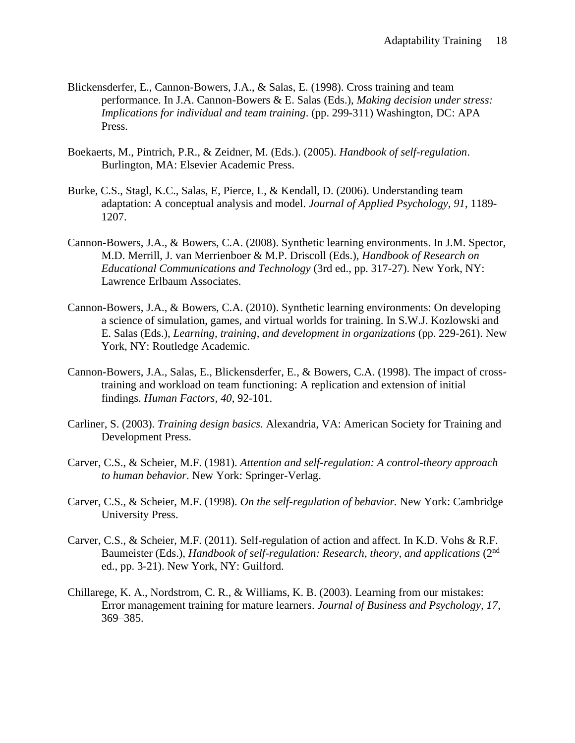Blickensderfer, E., Cannon-Bowers, J.A., & Salas, E. (1998). Cross training and team performance. In J.A. Cannon-Bowers & E. Salas (Eds.), *Making decision under stress: Implications for individual and team training*. (pp. 299-311) Washington, DC: APA Press.

Boekaerts, M., Pintrich, P.R., & Zeidner, M. (Eds.). (2005). *Handbook of self-regulation*. Burlington, MA: Elsevier Academic Press.

Burke, C.S., Stagl, K.C., Salas, E, Pierce, L, & Kendall, D. (2006). Understanding team adaptation: A conceptual analysis and model. *Journal of Applied Psychology, 91*, 1189-1207.

Cannon-Bowers, J.A., & Bowers, C.A. (2008). Synthetic learning environments. In J.M. Spector, M.D. Merrill, J. van Merrienboer & M.P. Driscoll (Eds.), *Handbook of Research on Educational Communications and Technology* (3rd ed., pp. 317-27). New York, NY: Lawrence Erlbaum Associates.

Cannon-Bowers, J.A., & Bowers, C.A. (2010). Synthetic learning environments: On developing a science of simulation, games, and virtual worlds for training. In S.W.J. Kozlowski and E. Salas (Eds.), *Learning, training, and development in organizations* (pp. 229-261). New York, NY: Routledge Academic.

Cannon-Bowers, J.A., Salas, E., Blickensderfer, E., & Bowers, C.A. (1998). The impact of cross-training and workload on team functioning: A replication and extension of initial findings. *Human Factors, 40*, 92-101.

Carliner, S. (2003). *Training design basics.* Alexandria, VA: American Society for Training and Development Press.

Carver, C.S., & Scheier, M.F. (1981). *Attention and self-regulation: A control-theory approach to human behavior*. New York: Springer-Verlag.

Carver, C.S., & Scheier, M.F. (1998). *On the self-regulation of behavior.* New York: Cambridge University Press.

Carver, C.S., & Scheier, M.F. (2011). Self-regulation of action and affect. In K.D. Vohs & R.F. Baumeister (Eds.), *Handbook of self-regulation: Research, theory, and applications* (2nd ed., pp. 3-21). New York, NY: Guilford.

Chillarege, K. A., Nordstrom, C. R., & Williams, K. B. (2003). Learning from our mistakes: Error management training for mature learners. *Journal of Business and Psychology, 17*, 369–385.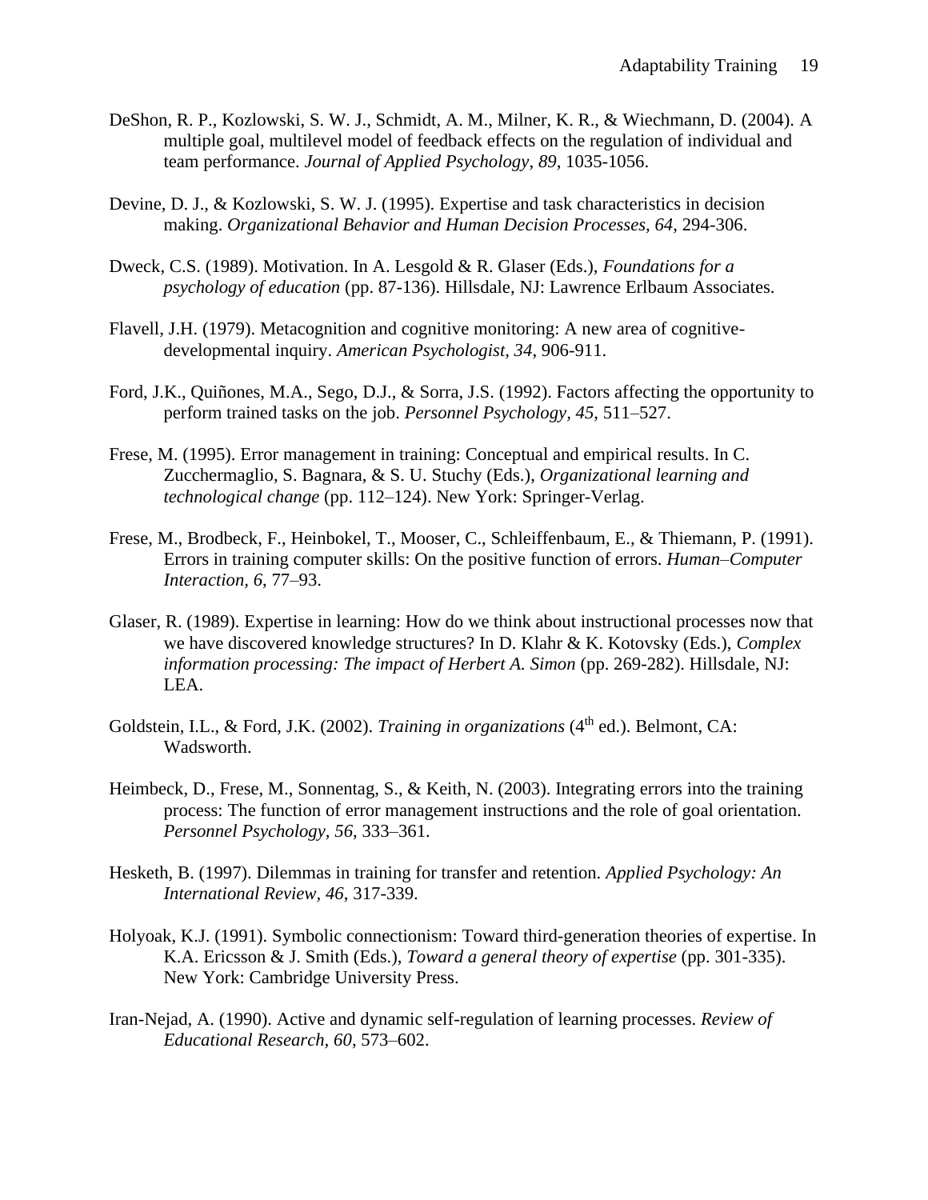DeShon, R. P., Kozlowski, S. W. J., Schmidt, A. M., Milner, K. R., & Wiechmann, D. (2004). A multiple goal, multilevel model of feedback effects on the regulation of individual and team performance. *Journal of Applied Psychology, 89*, 1035-1056.

Devine, D. J., & Kozlowski, S. W. J. (1995). Expertise and task characteristics in decision making. *Organizational Behavior and Human Decision Processes, 64*, 294-306.

Dweck, C.S. (1989). Motivation. In A. Lesgold & R. Glaser (Eds.), *Foundations for a psychology of education* (pp. 87-136). Hillsdale, NJ: Lawrence Erlbaum Associates.

Flavell, J.H. (1979). Metacognition and cognitive monitoring: A new area of cognitive-developmental inquiry. *American Psychologist, 34,* 906-911.

Ford, J.K., Quiñones, M.A., Sego, D.J., & Sorra, J.S. (1992). Factors affecting the opportunity to perform trained tasks on the job. *Personnel Psychology, 45*, 511–527.

Frese, M. (1995). Error management in training: Conceptual and empirical results. In C. Zucchermaglio, S. Bagnara, & S. U. Stuchy (Eds.), *Organizational learning and technological change* (pp. 112–124). New York: Springer-Verlag.

Frese, M., Brodbeck, F., Heinbokel, T., Mooser, C., Schleiffenbaum, E., & Thiemann, P. (1991). Errors in training computer skills: On the positive function of errors. *Human–Computer Interaction, 6*, 77–93.

Glaser, R. (1989). Expertise in learning: How do we think about instructional processes now that we have discovered knowledge structures? In D. Klahr & K. Kotovsky (Eds.), *Complex information processing: The impact of Herbert A. Simon* (pp. 269-282). Hillsdale, NJ: LEA.

Goldstein, I.L., & Ford, J.K. (2002). *Training in organizations* (4th ed.). Belmont, CA: Wadsworth.

Heimbeck, D., Frese, M., Sonnentag, S., & Keith, N. (2003). Integrating errors into the training process: The function of error management instructions and the role of goal orientation. *Personnel Psychology, 56*, 333–361.

Hesketh, B. (1997). Dilemmas in training for transfer and retention. *Applied Psychology: An International Review, 46*, 317-339.

Holyoak, K.J. (1991). Symbolic connectionism: Toward third-generation theories of expertise. In K.A. Ericsson & J. Smith (Eds.), *Toward a general theory of expertise* (pp. 301-335). New York: Cambridge University Press.

Iran-Nejad, A. (1990). Active and dynamic self-regulation of learning processes. *Review of Educational Research, 60*, 573–602.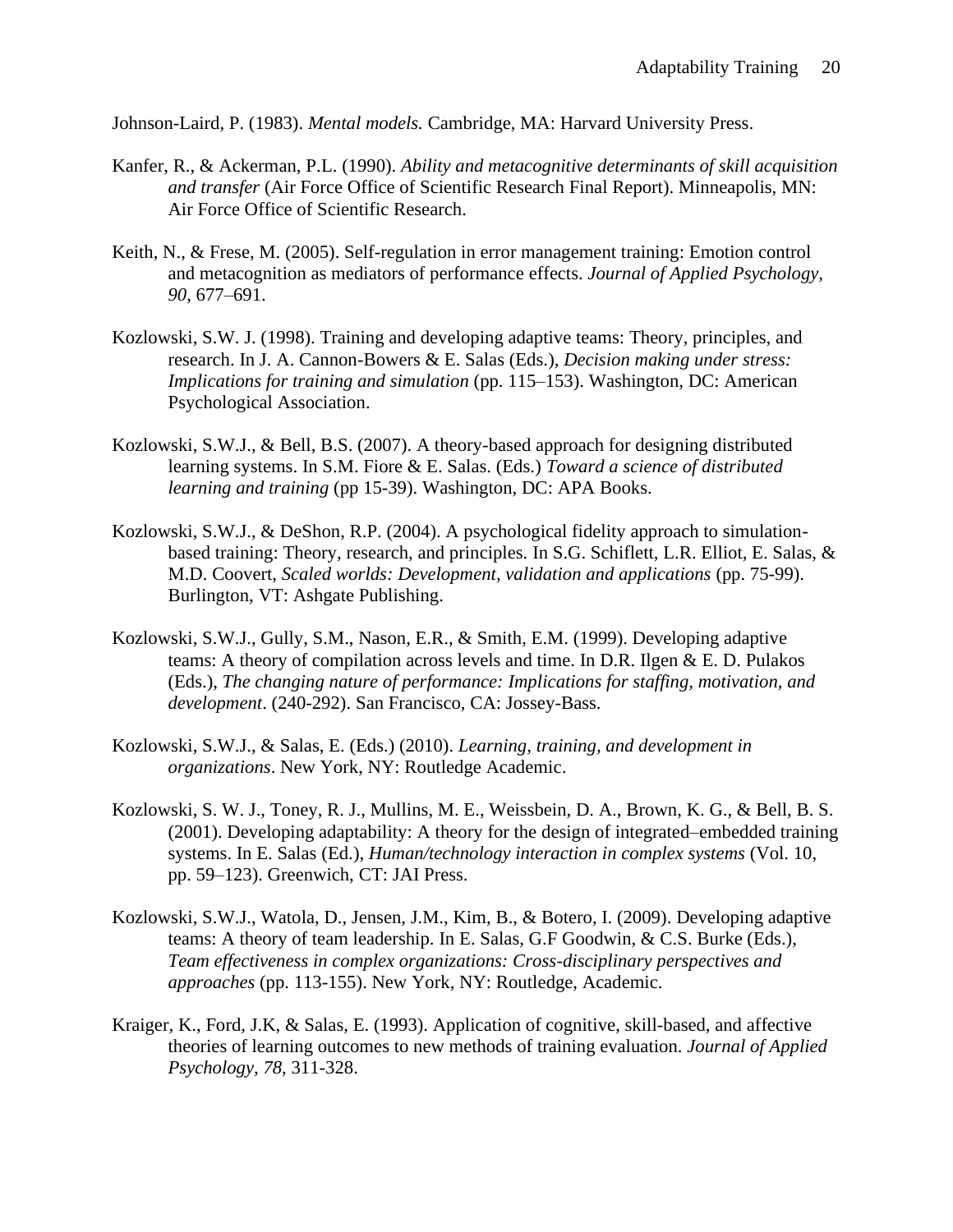Johnson-Laird, P. (1983). *Mental models.* Cambridge, MA: Harvard University Press.

Kanfer, R., & Ackerman, P.L. (1990). *Ability and metacognitive determinants of skill acquisition and transfer* (Air Force Office of Scientific Research Final Report). Minneapolis, MN: Air Force Office of Scientific Research.

Keith, N., & Frese, M. (2005). Self-regulation in error management training: Emotion control and metacognition as mediators of performance effects. *Journal of Applied Psychology, 90*, 677–691.

Kozlowski, S.W. J. (1998). Training and developing adaptive teams: Theory, principles, and research. In J. A. Cannon-Bowers & E. Salas (Eds.), *Decision making under stress: Implications for training and simulation* (pp. 115–153). Washington, DC: American Psychological Association.

Kozlowski, S.W.J., & Bell, B.S. (2007). A theory-based approach for designing distributed learning systems. In S.M. Fiore & E. Salas. (Eds.) *Toward a science of distributed learning and training* (pp 15-39). Washington, DC: APA Books.

Kozlowski, S.W.J., & DeShon, R.P. (2004). A psychological fidelity approach to simulation-based training: Theory, research, and principles. In S.G. Schiflett, L.R. Elliot, E. Salas, & M.D. Coovert, *Scaled worlds: Development, validation and applications* (pp. 75-99). Burlington, VT: Ashgate Publishing.

Kozlowski, S.W.J., Gully, S.M., Nason, E.R., & Smith, E.M. (1999). Developing adaptive teams: A theory of compilation across levels and time. In D.R. Ilgen & E. D. Pulakos (Eds.), *The changing nature of performance: Implications for staffing, motivation, and development*. (240-292). San Francisco, CA: Jossey-Bass.

Kozlowski, S.W.J., & Salas, E. (Eds.) (2010). *Learning, training, and development in organizations*. New York, NY: Routledge Academic.

Kozlowski, S. W. J., Toney, R. J., Mullins, M. E., Weissbein, D. A., Brown, K. G., & Bell, B. S. (2001). Developing adaptability: A theory for the design of integrated–embedded training systems. In E. Salas (Ed.), *Human/technology interaction in complex systems* (Vol. 10, pp. 59–123). Greenwich, CT: JAI Press.

Kozlowski, S.W.J., Watola, D., Jensen, J.M., Kim, B., & Botero, I. (2009). Developing adaptive teams: A theory of team leadership. In E. Salas, G.F Goodwin, & C.S. Burke (Eds.), *Team effectiveness in complex organizations: Cross-disciplinary perspectives and approaches* (pp. 113-155). New York, NY: Routledge, Academic.

Kraiger, K., Ford, J.K, & Salas, E. (1993). Application of cognitive, skill-based, and affective theories of learning outcomes to new methods of training evaluation. *Journal of Applied Psychology, 78*, 311-328.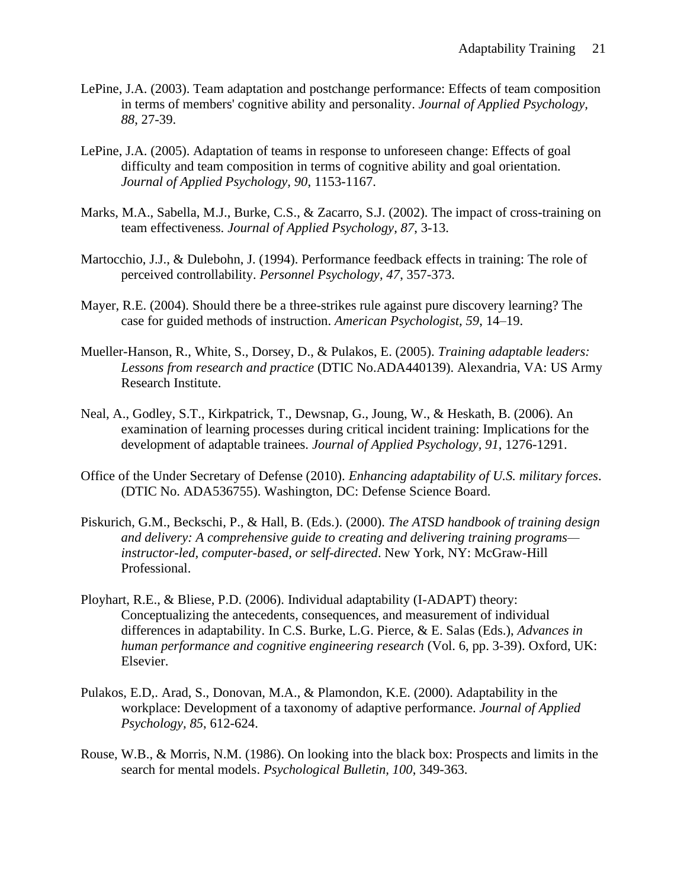LePine, J.A. (2003). Team adaptation and postchange performance: Effects of team composition in terms of members' cognitive ability and personality. *Journal of Applied Psychology, 88*, 27-39.

LePine, J.A. (2005). Adaptation of teams in response to unforeseen change: Effects of goal difficulty and team composition in terms of cognitive ability and goal orientation. *Journal of Applied Psychology, 90*, 1153-1167.

Marks, M.A., Sabella, M.J., Burke, C.S., & Zacarro, S.J. (2002). The impact of cross-training on team effectiveness. *Journal of Applied Psychology, 87*, 3-13.

Martocchio, J.J., & Dulebohn, J. (1994). Performance feedback effects in training: The role of perceived controllability. *Personnel Psychology, 47*, 357-373.

Mayer, R.E. (2004). Should there be a three-strikes rule against pure discovery learning? The case for guided methods of instruction. *American Psychologist, 59*, 14–19.

Mueller-Hanson, R., White, S., Dorsey, D., & Pulakos, E. (2005). *Training adaptable leaders: Lessons from research and practice* (DTIC No.ADA440139). Alexandria, VA: US Army Research Institute.

Neal, A., Godley, S.T., Kirkpatrick, T., Dewsnap, G., Joung, W., & Heskath, B. (2006). An examination of learning processes during critical incident training: Implications for the development of adaptable trainees. *Journal of Applied Psychology, 91*, 1276-1291.

Office of the Under Secretary of Defense (2010). *Enhancing adaptability of U.S. military forces*. (DTIC No. ADA536755). Washington, DC: Defense Science Board.

Piskurich, G.M., Beckschi, P., & Hall, B. (Eds.). (2000). *The ATSD handbook of training design and delivery: A comprehensive guide to creating and delivering training programs—instructor-led, computer-based, or self-directed*. New York, NY: McGraw-Hill Professional.

Ployhart, R.E., & Bliese, P.D. (2006). Individual adaptability (I-ADAPT) theory: Conceptualizing the antecedents, consequences, and measurement of individual differences in adaptability. In C.S. Burke, L.G. Pierce, & E. Salas (Eds.), *Advances in human performance and cognitive engineering research* (Vol. 6, pp. 3-39). Oxford, UK: Elsevier.

Pulakos, E.D,. Arad, S., Donovan, M.A., & Plamondon, K.E. (2000). Adaptability in the workplace: Development of a taxonomy of adaptive performance. *Journal of Applied Psychology, 85*, 612-624.

Rouse, W.B., & Morris, N.M. (1986). On looking into the black box: Prospects and limits in the search for mental models. *Psychological Bulletin, 100*, 349-363.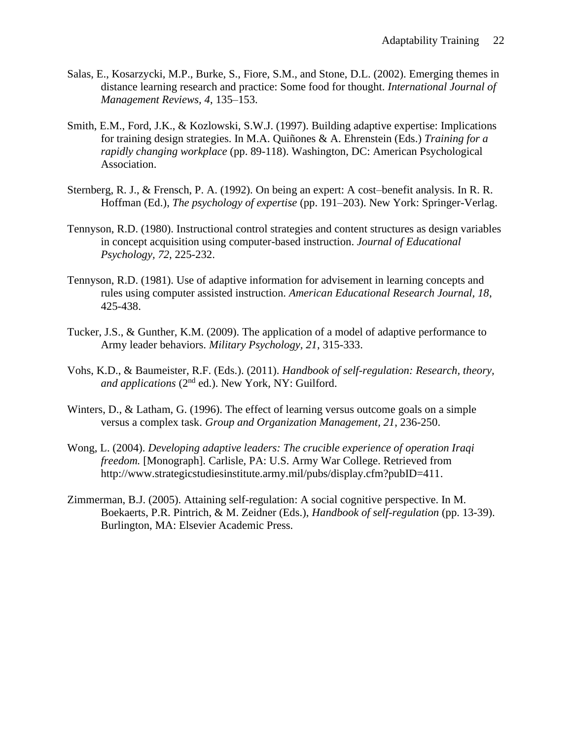Salas, E., Kosarzycki, M.P., Burke, S., Fiore, S.M., and Stone, D.L. (2002). Emerging themes in distance learning research and practice: Some food for thought. *International Journal of Management Reviews, 4*, 135–153.

Smith, E.M., Ford, J.K., & Kozlowski, S.W.J. (1997). Building adaptive expertise: Implications for training design strategies. In M.A. Quiñones & A. Ehrenstein (Eds.) *Training for a rapidly changing workplace* (pp. 89-118). Washington, DC: American Psychological Association.

Sternberg, R. J., & Frensch, P. A. (1992). On being an expert: A cost–benefit analysis. In R. R. Hoffman (Ed.), *The psychology of expertise* (pp. 191–203). New York: Springer-Verlag.

Tennyson, R.D. (1980). Instructional control strategies and content structures as design variables in concept acquisition using computer-based instruction. *Journal of Educational Psychology, 72*, 225-232.

Tennyson, R.D. (1981). Use of adaptive information for advisement in learning concepts and rules using computer assisted instruction. *American Educational Research Journal, 18*, 425-438.

Tucker, J.S., & Gunther, K.M. (2009). The application of a model of adaptive performance to Army leader behaviors. *Military Psychology, 21*, 315-333.

Vohs, K.D., & Baumeister, R.F. (Eds.). (2011). *Handbook of self-regulation: Research, theory, and applications* (2nd ed.). New York, NY: Guilford.

Winters, D., & Latham, G. (1996). The effect of learning versus outcome goals on a simple versus a complex task. *Group and Organization Management, 21*, 236-250.

Wong, L. (2004). *Developing adaptive leaders: The crucible experience of operation Iraqi freedom.* [Monograph]. Carlisle, PA: U.S. Army War College. Retrieved from http://www.strategicstudiesinstitute.army.mil/pubs/display.cfm?pubID=411.

Zimmerman, B.J. (2005). Attaining self-regulation: A social cognitive perspective. In M. Boekaerts, P.R. Pintrich, & M. Zeidner (Eds.), *Handbook of self-regulation* (pp. 13-39). Burlington, MA: Elsevier Academic Press.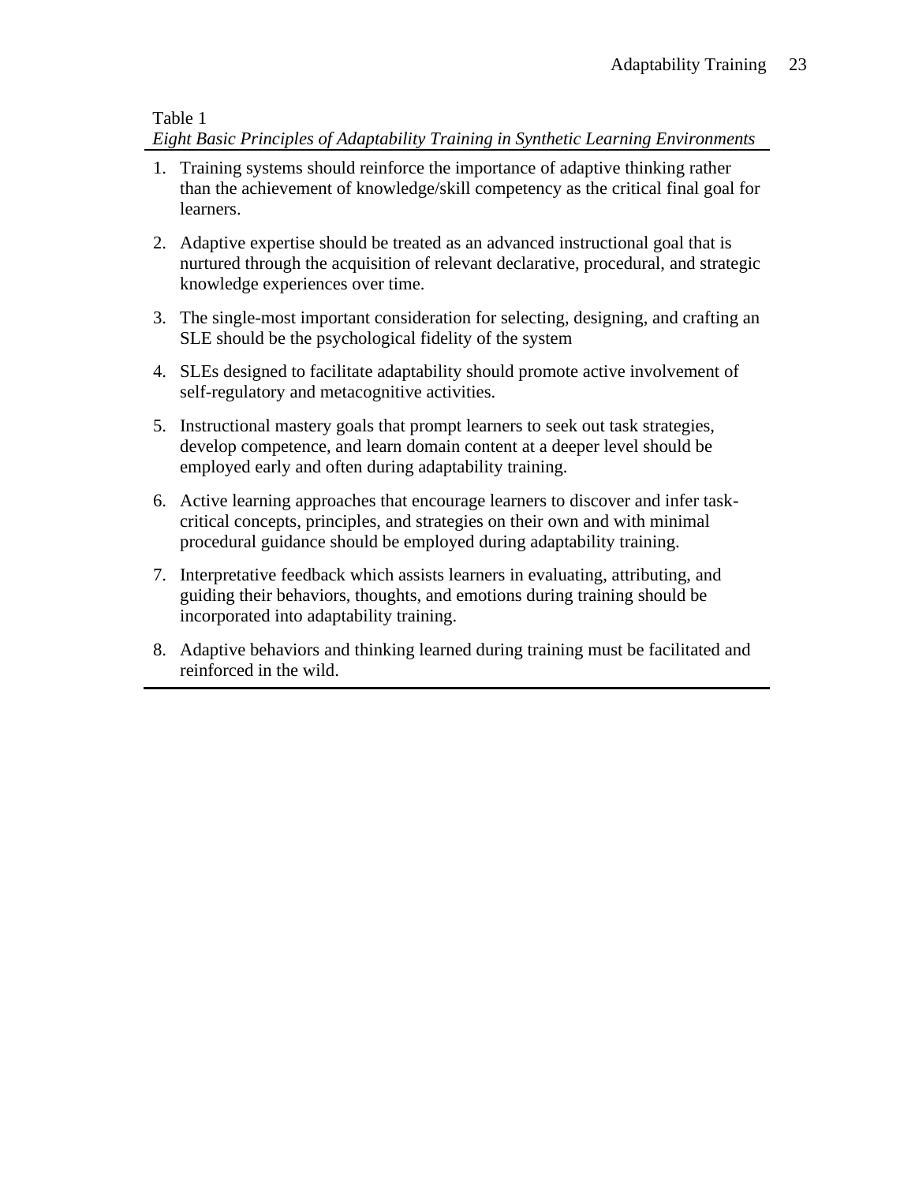Table 1

*Eight Basic Principles of Adaptability Training in Synthetic Learning Environments*

1. Training systems should reinforce the importance of adaptive thinking rather than the achievement of knowledge/skill competency as the critical final goal for learners.

2. Adaptive expertise should be treated as an advanced instructional goal that is nurtured through the acquisition of relevant declarative, procedural, and strategic knowledge experiences over time.

3. The single-most important consideration for selecting, designing, and crafting an SLE should be the psychological fidelity of the system

4. SLEs designed to facilitate adaptability should promote active involvement of self-regulatory and metacognitive activities.

5. Instructional mastery goals that prompt learners to seek out task strategies, develop competence, and learn domain content at a deeper level should be employed early and often during adaptability training.

6. Active learning approaches that encourage learners to discover and infer task-critical concepts, principles, and strategies on their own and with minimal procedural guidance should be employed during adaptability training.

7. Interpretative feedback which assists learners in evaluating, attributing, and guiding their behaviors, thoughts, and emotions during training should be incorporated into adaptability training.

8. Adaptive behaviors and thinking learned during training must be facilitated and reinforced in the wild.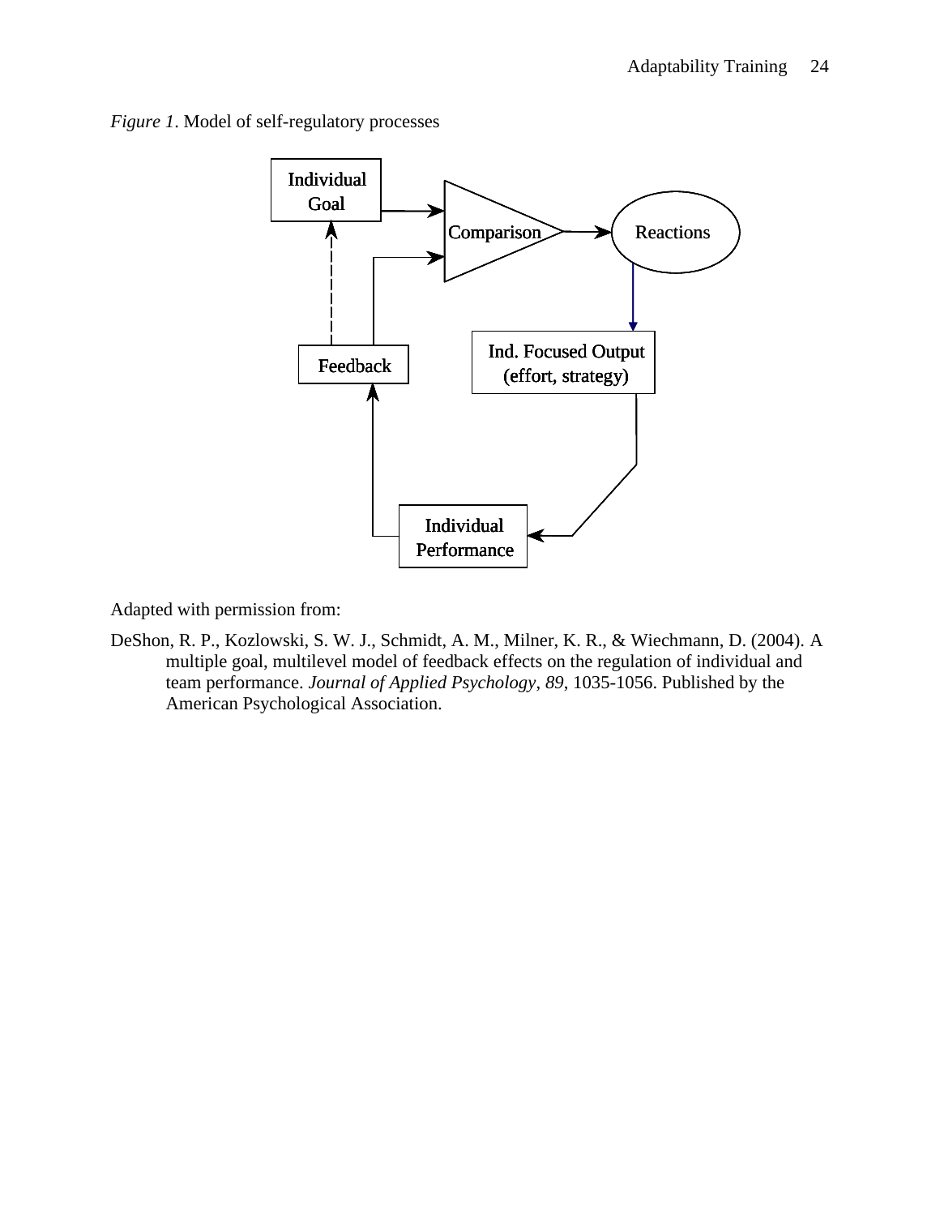*Figure 1*. Model of self-regulatory processes

Individual Goal

Comparison

Reactions

Feedback

Ind. Focused Output (effort, strategy)

Individual Performance

Adapted with permission from:

DeShon, R. P., Kozlowski, S. W. J., Schmidt, A. M., Milner, K. R., & Wiechmann, D. (2004). A multiple goal, multilevel model of feedback effects on the regulation of individual and team performance. *Journal of Applied Psychology*, *89*, 1035-1056. Published by the American Psychological Association.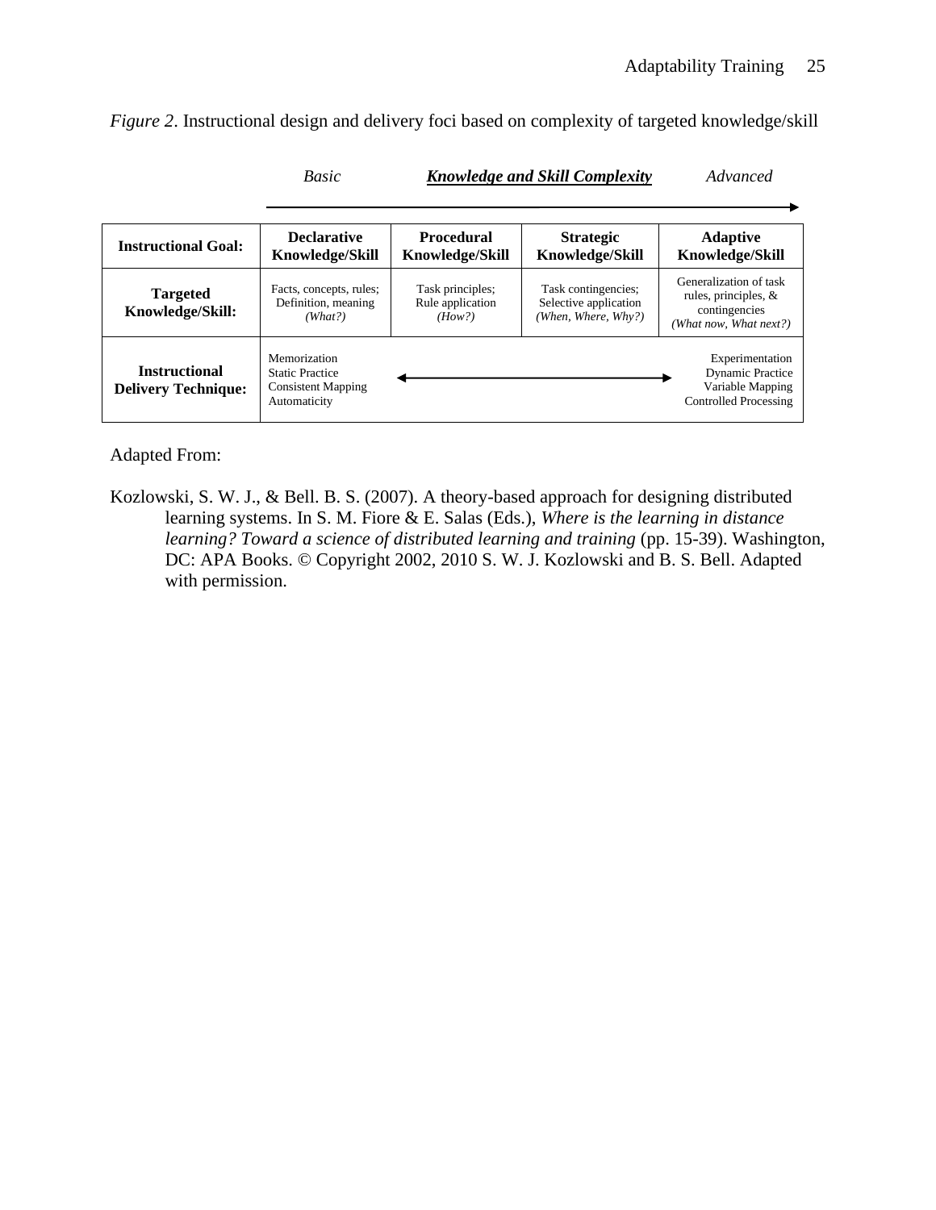*Figure 2*. Instructional design and delivery foci based on complexity of targeted knowledge/skill

*Basic* ***Knowledge and Skill Complexity*** *Advanced*

| | | | | |
|---|---|---|---|---|
| **Instructional Goal:** | **Declarative Knowledge/Skill** | **Procedural Knowledge/Skill** | **Strategic Knowledge/Skill** | **Adaptive Knowledge/Skill** |
| **Targeted Knowledge/Skill:** | Facts, concepts, rules; Definition, meaning *(What?)* | Task principles; Rule application *(How?)* | Task contingencies; Selective application *(When, Where, Why?)* | Generalization of task rules, principles, & contingencies *(What now, What next?)* |
| **Instructional Delivery Technique:** | Memorization, Static Practice, Consistent Mapping, Automaticity | ↔ | ↔ | Experimentation, Dynamic Practice, Variable Mapping, Controlled Processing |

Adapted From:

Kozlowski, S. W. J., & Bell. B. S. (2007). A theory-based approach for designing distributed learning systems. In S. M. Fiore & E. Salas (Eds.), *Where is the learning in distance learning? Toward a science of distributed learning and training* (pp. 15-39). Washington, DC: APA Books. © Copyright 2002, 2010 S. W. J. Kozlowski and B. S. Bell. Adapted with permission.